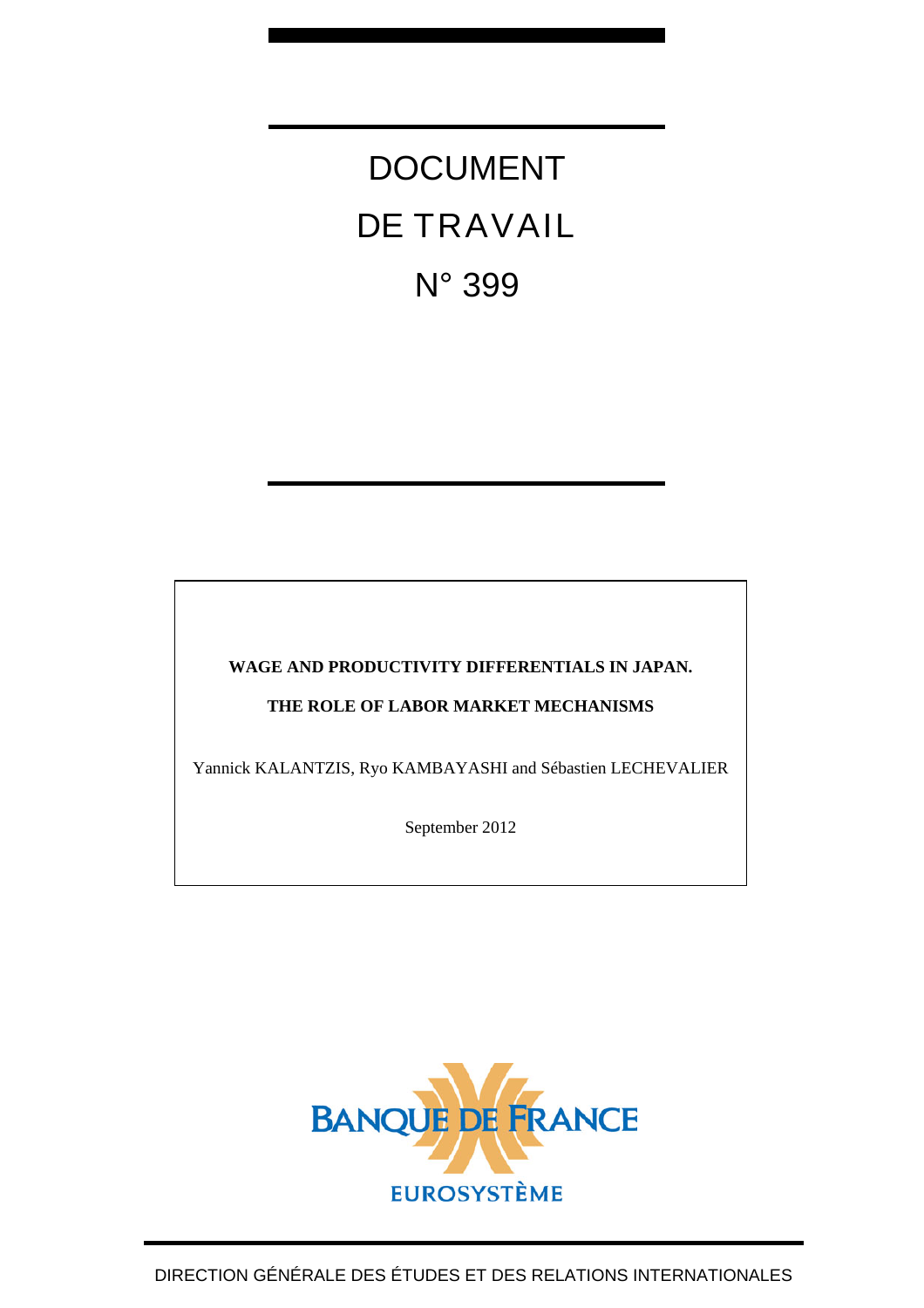# DOCUMENT DE TRAVAIL N° 399

**WAGE AND PRODUCTIVITY DIFFERENTIALS IN JAPAN.**

**THE ROLE OF LABOR MARKET MECHANISMS**

Yannick KALANTZIS, Ryo KAMBAYASHI and Sébastien LECHEVALIER

September 2012

BANQUE DE FRANCE

EUROSYSTÈME

DIRECTION GÉNÉRALE DES ÉTUDES ET DES RELATIONS INTERNATIONALES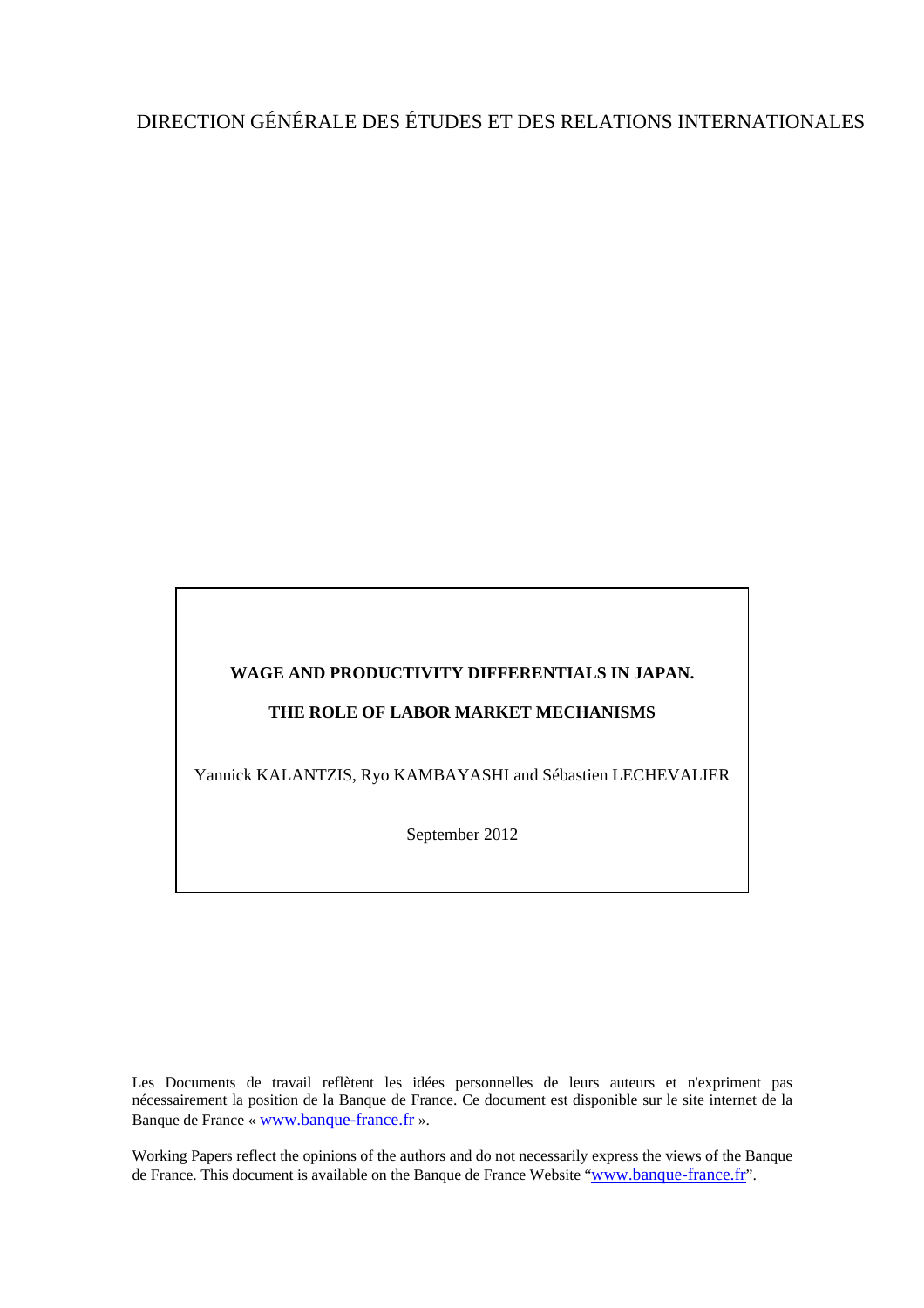DIRECTION GÉNÉRALE DES ÉTUDES ET DES RELATIONS INTERNATIONALES

**WAGE AND PRODUCTIVITY DIFFERENTIALS IN JAPAN.**

**THE ROLE OF LABOR MARKET MECHANISMS**

Yannick KALANTZIS, Ryo KAMBAYASHI and Sébastien LECHEVALIER

September 2012

Les Documents de travail reflètent les idées personnelles de leurs auteurs et n'expriment pas nécessairement la position de la Banque de France. Ce document est disponible sur le site internet de la Banque de France « www.banque-france.fr ».

Working Papers reflect the opinions of the authors and do not necessarily express the views of the Banque de France. This document is available on the Banque de France Website "www.banque-france.fr".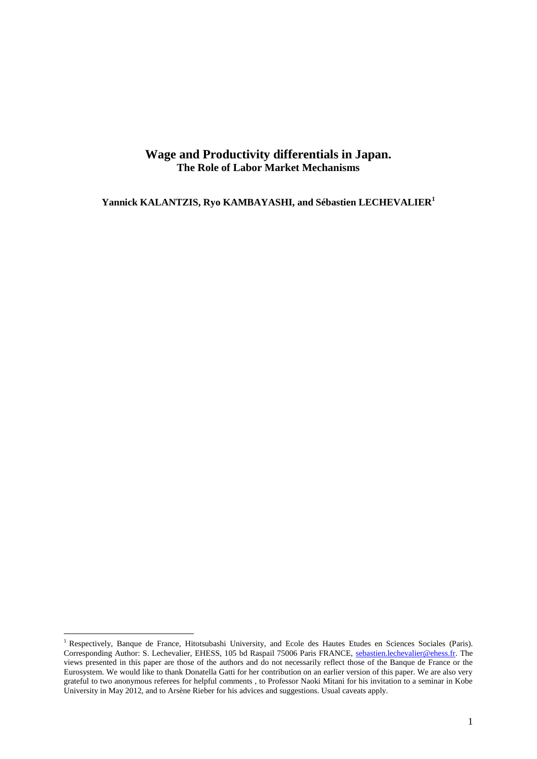# Wage and Productivity differentials in Japan.

## The Role of Labor Market Mechanisms

**Yannick KALANTZIS, Ryo KAMBAYASHI, and Sébastien LECHEVALIER[1]**

---

[1] Respectively, Banque de France, Hitotsubashi University, and Ecole des Hautes Etudes en Sciences Sociales (Paris). Corresponding Author: S. Lechevalier, EHESS, 105 bd Raspail 75006 Paris FRANCE, sebastien.lechevalier@ehess.fr. The views presented in this paper are those of the authors and do not necessarily reflect those of the Banque de France or the Eurosystem. We would like to thank Donatella Gatti for her contribution on an earlier version of this paper. We are also very grateful to two anonymous referees for helpful comments , to Professor Naoki Mitani for his invitation to a seminar in Kobe University in May 2012, and to Arsène Rieber for his advices and suggestions. Usual caveats apply.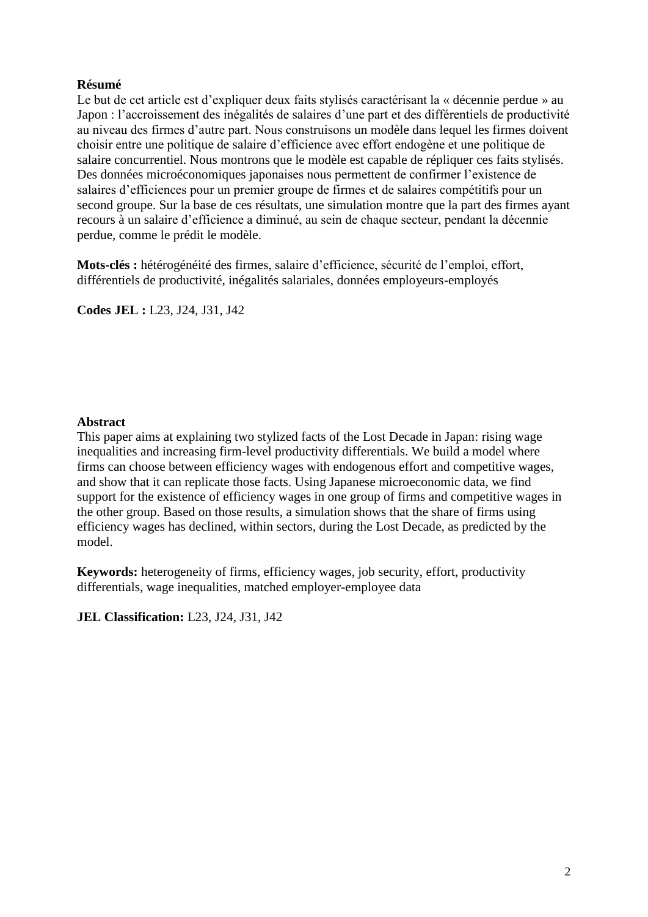**Résumé**

Le but de cet article est d'expliquer deux faits stylisés caractérisant la « décennie perdue » au Japon : l'accroissement des inégalités de salaires d'une part et des différentiels de productivité au niveau des firmes d'autre part. Nous construisons un modèle dans lequel les firmes doivent choisir entre une politique de salaire d'efficience avec effort endogène et une politique de salaire concurrentiel. Nous montrons que le modèle est capable de répliquer ces faits stylisés. Des données microéconomiques japonaises nous permettent de confirmer l'existence de salaires d'efficiences pour un premier groupe de firmes et de salaires compétitifs pour un second groupe. Sur la base de ces résultats, une simulation montre que la part des firmes ayant recours à un salaire d'efficience a diminué, au sein de chaque secteur, pendant la décennie perdue, comme le prédit le modèle.

**Mots-clés :** hétérogénéité des firmes, salaire d'efficience, sécurité de l'emploi, effort, différentiels de productivité, inégalités salariales, données employeurs-employés

**Codes JEL :** L23, J24, J31, J42

**Abstract**

This paper aims at explaining two stylized facts of the Lost Decade in Japan: rising wage inequalities and increasing firm-level productivity differentials. We build a model where firms can choose between efficiency wages with endogenous effort and competitive wages, and show that it can replicate those facts. Using Japanese microeconomic data, we find support for the existence of efficiency wages in one group of firms and competitive wages in the other group. Based on those results, a simulation shows that the share of firms using efficiency wages has declined, within sectors, during the Lost Decade, as predicted by the model.

**Keywords:** heterogeneity of firms, efficiency wages, job security, effort, productivity differentials, wage inequalities, matched employer-employee data

**JEL Classification:** L23, J24, J31, J42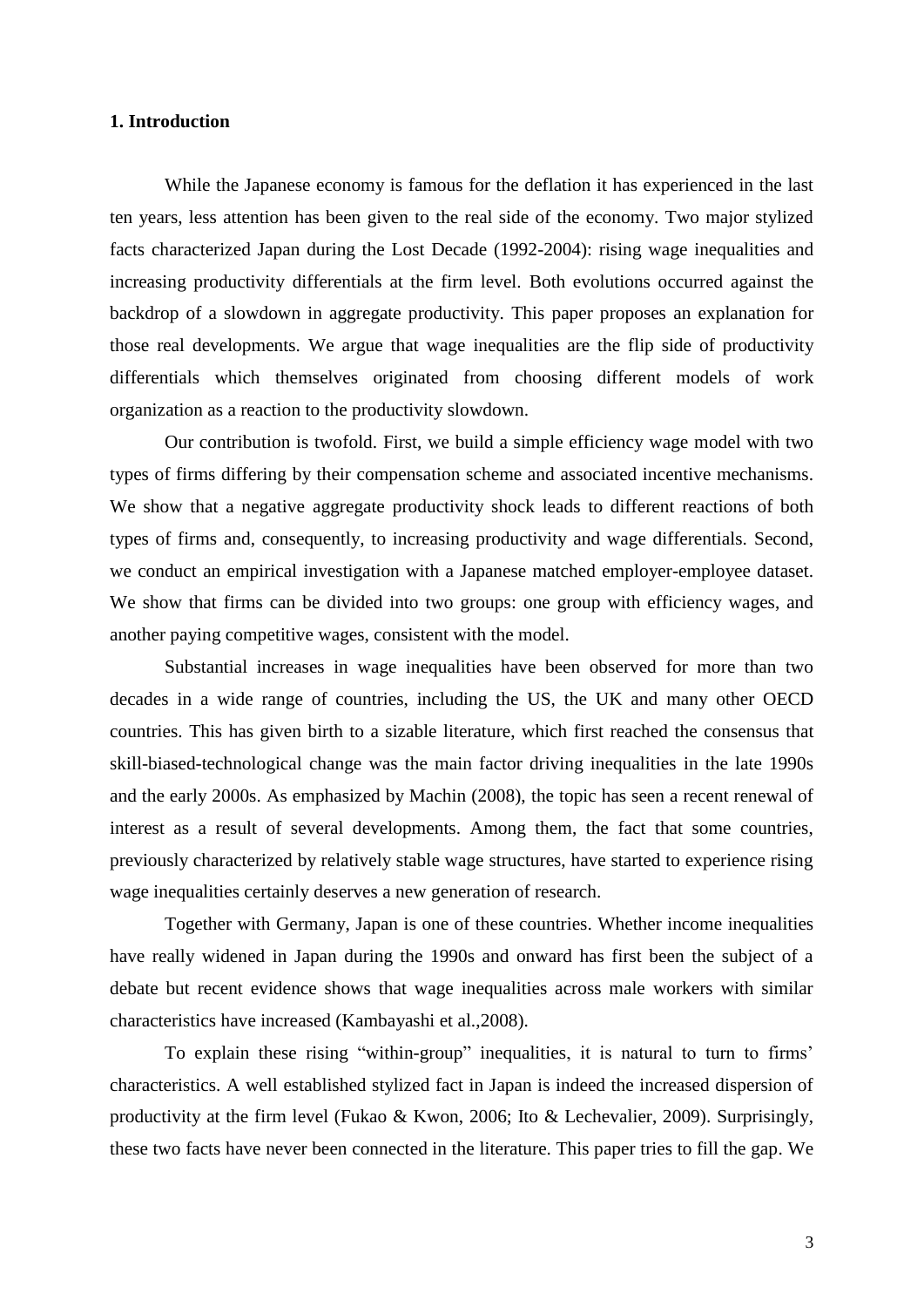## 1. Introduction

While the Japanese economy is famous for the deflation it has experienced in the last ten years, less attention has been given to the real side of the economy. Two major stylized facts characterized Japan during the Lost Decade (1992-2004): rising wage inequalities and increasing productivity differentials at the firm level. Both evolutions occurred against the backdrop of a slowdown in aggregate productivity. This paper proposes an explanation for those real developments. We argue that wage inequalities are the flip side of productivity differentials which themselves originated from choosing different models of work organization as a reaction to the productivity slowdown.

Our contribution is twofold. First, we build a simple efficiency wage model with two types of firms differing by their compensation scheme and associated incentive mechanisms. We show that a negative aggregate productivity shock leads to different reactions of both types of firms and, consequently, to increasing productivity and wage differentials. Second, we conduct an empirical investigation with a Japanese matched employer-employee dataset. We show that firms can be divided into two groups: one group with efficiency wages, and another paying competitive wages, consistent with the model.

Substantial increases in wage inequalities have been observed for more than two decades in a wide range of countries, including the US, the UK and many other OECD countries. This has given birth to a sizable literature, which first reached the consensus that skill-biased-technological change was the main factor driving inequalities in the late 1990s and the early 2000s. As emphasized by Machin (2008), the topic has seen a recent renewal of interest as a result of several developments. Among them, the fact that some countries, previously characterized by relatively stable wage structures, have started to experience rising wage inequalities certainly deserves a new generation of research.

Together with Germany, Japan is one of these countries. Whether income inequalities have really widened in Japan during the 1990s and onward has first been the subject of a debate but recent evidence shows that wage inequalities across male workers with similar characteristics have increased (Kambayashi et al.,2008).

To explain these rising "within-group" inequalities, it is natural to turn to firms' characteristics. A well established stylized fact in Japan is indeed the increased dispersion of productivity at the firm level (Fukao & Kwon, 2006; Ito & Lechevalier, 2009). Surprisingly, these two facts have never been connected in the literature. This paper tries to fill the gap. We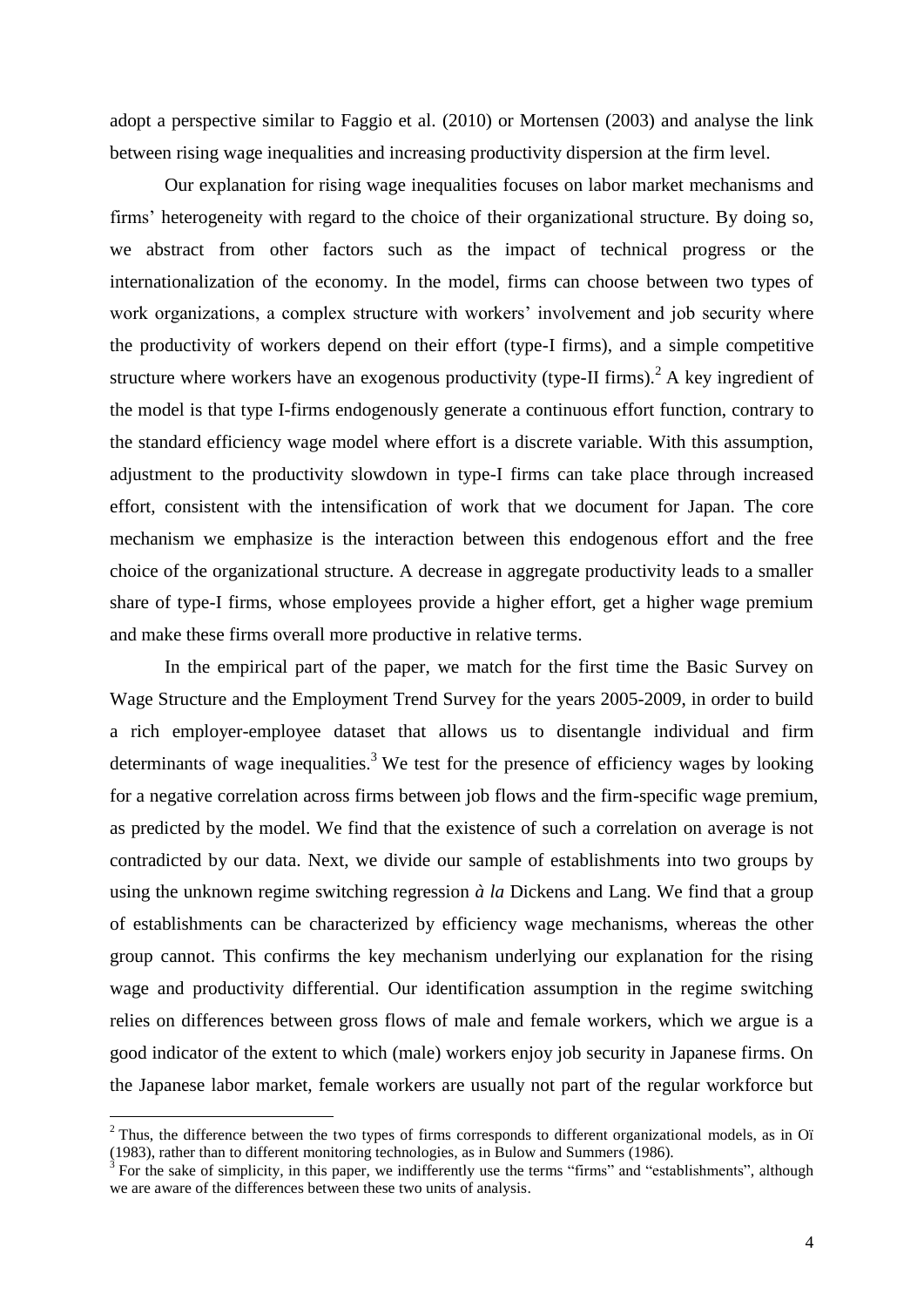adopt a perspective similar to Faggio et al. (2010) or Mortensen (2003) and analyse the link between rising wage inequalities and increasing productivity dispersion at the firm level.

Our explanation for rising wage inequalities focuses on labor market mechanisms and firms' heterogeneity with regard to the choice of their organizational structure. By doing so, we abstract from other factors such as the impact of technical progress or the internationalization of the economy. In the model, firms can choose between two types of work organizations, a complex structure with workers' involvement and job security where the productivity of workers depend on their effort (type-I firms), and a simple competitive structure where workers have an exogenous productivity (type-II firms).[2] A key ingredient of the model is that type I-firms endogenously generate a continuous effort function, contrary to the standard efficiency wage model where effort is a discrete variable. With this assumption, adjustment to the productivity slowdown in type-I firms can take place through increased effort, consistent with the intensification of work that we document for Japan. The core mechanism we emphasize is the interaction between this endogenous effort and the free choice of the organizational structure. A decrease in aggregate productivity leads to a smaller share of type-I firms, whose employees provide a higher effort, get a higher wage premium and make these firms overall more productive in relative terms.

In the empirical part of the paper, we match for the first time the Basic Survey on Wage Structure and the Employment Trend Survey for the years 2005-2009, in order to build a rich employer-employee dataset that allows us to disentangle individual and firm determinants of wage inequalities.[3] We test for the presence of efficiency wages by looking for a negative correlation across firms between job flows and the firm-specific wage premium, as predicted by the model. We find that the existence of such a correlation on average is not contradicted by our data. Next, we divide our sample of establishments into two groups by using the unknown regime switching regression *à la* Dickens and Lang. We find that a group of establishments can be characterized by efficiency wage mechanisms, whereas the other group cannot. This confirms the key mechanism underlying our explanation for the rising wage and productivity differential. Our identification assumption in the regime switching relies on differences between gross flows of male and female workers, which we argue is a good indicator of the extent to which (male) workers enjoy job security in Japanese firms. On the Japanese labor market, female workers are usually not part of the regular workforce but

[2] Thus, the difference between the two types of firms corresponds to different organizational models, as in Oï (1983), rather than to different monitoring technologies, as in Bulow and Summers (1986).

[3] For the sake of simplicity, in this paper, we indifferently use the terms "firms" and "establishments", although we are aware of the differences between these two units of analysis.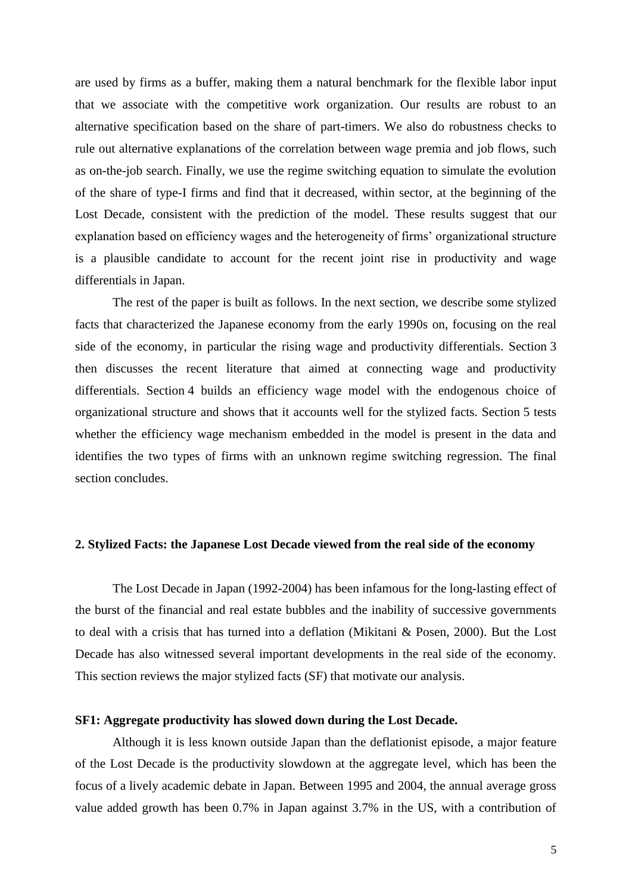are used by firms as a buffer, making them a natural benchmark for the flexible labor input that we associate with the competitive work organization. Our results are robust to an alternative specification based on the share of part-timers. We also do robustness checks to rule out alternative explanations of the correlation between wage premia and job flows, such as on-the-job search. Finally, we use the regime switching equation to simulate the evolution of the share of type-I firms and find that it decreased, within sector, at the beginning of the Lost Decade, consistent with the prediction of the model. These results suggest that our explanation based on efficiency wages and the heterogeneity of firms' organizational structure is a plausible candidate to account for the recent joint rise in productivity and wage differentials in Japan.

The rest of the paper is built as follows. In the next section, we describe some stylized facts that characterized the Japanese economy from the early 1990s on, focusing on the real side of the economy, in particular the rising wage and productivity differentials. Section 3 then discusses the recent literature that aimed at connecting wage and productivity differentials. Section 4 builds an efficiency wage model with the endogenous choice of organizational structure and shows that it accounts well for the stylized facts. Section 5 tests whether the efficiency wage mechanism embedded in the model is present in the data and identifies the two types of firms with an unknown regime switching regression. The final section concludes.

## 2. Stylized Facts: the Japanese Lost Decade viewed from the real side of the economy

The Lost Decade in Japan (1992-2004) has been infamous for the long-lasting effect of the burst of the financial and real estate bubbles and the inability of successive governments to deal with a crisis that has turned into a deflation (Mikitani & Posen, 2000). But the Lost Decade has also witnessed several important developments in the real side of the economy. This section reviews the major stylized facts (SF) that motivate our analysis.

### SF1: Aggregate productivity has slowed down during the Lost Decade.

Although it is less known outside Japan than the deflationist episode, a major feature of the Lost Decade is the productivity slowdown at the aggregate level, which has been the focus of a lively academic debate in Japan. Between 1995 and 2004, the annual average gross value added growth has been 0.7% in Japan against 3.7% in the US, with a contribution of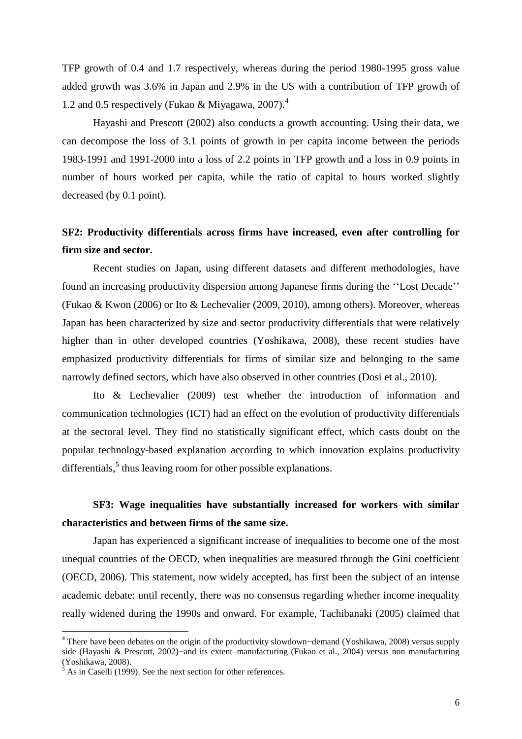TFP growth of 0.4 and 1.7 respectively, whereas during the period 1980-1995 gross value added growth was 3.6% in Japan and 2.9% in the US with a contribution of TFP growth of 1.2 and 0.5 respectively (Fukao & Miyagawa, 2007).[4]

Hayashi and Prescott (2002) also conducts a growth accounting. Using their data, we can decompose the loss of 3.1 points of growth in per capita income between the periods 1983-1991 and 1991-2000 into a loss of 2.2 points in TFP growth and a loss in 0.9 points in number of hours worked per capita, while the ratio of capital to hours worked slightly decreased (by 0.1 point).

**SF2: Productivity differentials across firms have increased, even after controlling for firm size and sector.**

Recent studies on Japan, using different datasets and different methodologies, have found an increasing productivity dispersion among Japanese firms during the ''Lost Decade'' (Fukao & Kwon (2006) or Ito & Lechevalier (2009, 2010), among others). Moreover, whereas Japan has been characterized by size and sector productivity differentials that were relatively higher than in other developed countries (Yoshikawa, 2008), these recent studies have emphasized productivity differentials for firms of similar size and belonging to the same narrowly defined sectors, which have also observed in other countries (Dosi et al., 2010).

Ito & Lechevalier (2009) test whether the introduction of information and communication technologies (ICT) had an effect on the evolution of productivity differentials at the sectoral level. They find no statistically significant effect, which casts doubt on the popular technology-based explanation according to which innovation explains productivity differentials,[5] thus leaving room for other possible explanations.

**SF3: Wage inequalities have substantially increased for workers with similar characteristics and between firms of the same size.**

Japan has experienced a significant increase of inequalities to become one of the most unequal countries of the OECD, when inequalities are measured through the Gini coefficient (OECD, 2006). This statement, now widely accepted, has first been the subject of an intense academic debate: until recently, there was no consensus regarding whether income inequality really widened during the 1990s and onward. For example, Tachibanaki (2005) claimed that

---

[4] There have been debates on the origin of the productivity slowdown−demand (Yoshikawa, 2008) versus supply side (Hayashi & Prescott, 2002)−and its extent–manufacturing (Fukao et al., 2004) versus non manufacturing (Yoshikawa, 2008).

[5] As in Caselli (1999). See the next section for other references.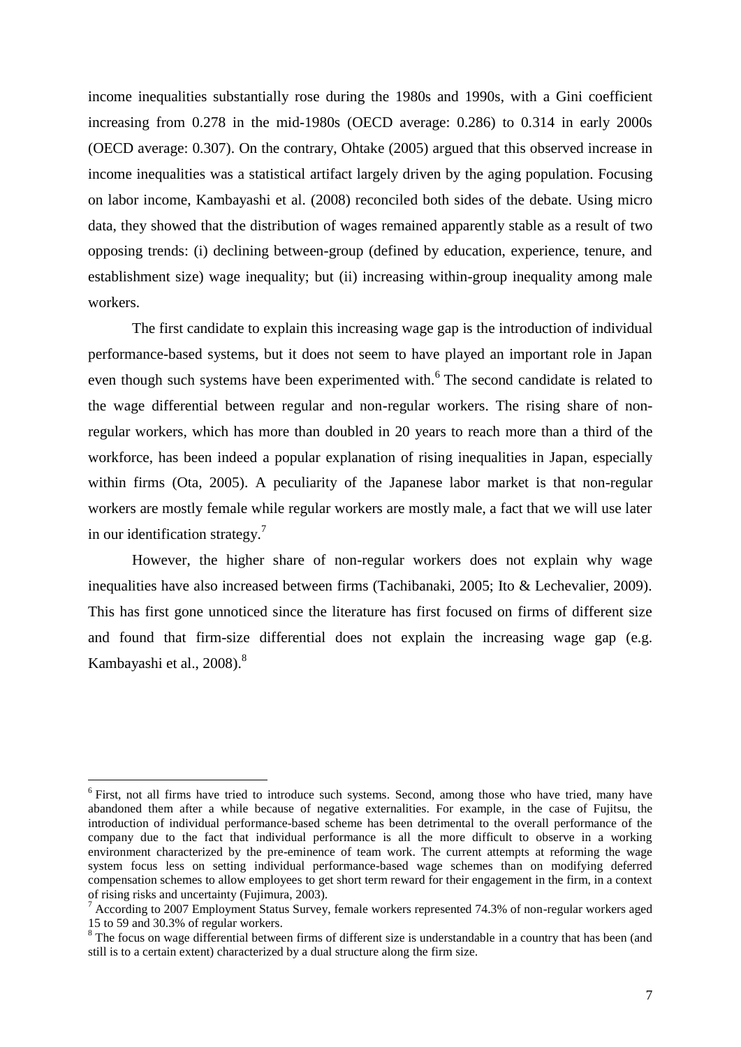income inequalities substantially rose during the 1980s and 1990s, with a Gini coefficient increasing from 0.278 in the mid-1980s (OECD average: 0.286) to 0.314 in early 2000s (OECD average: 0.307). On the contrary, Ohtake (2005) argued that this observed increase in income inequalities was a statistical artifact largely driven by the aging population. Focusing on labor income, Kambayashi et al. (2008) reconciled both sides of the debate. Using micro data, they showed that the distribution of wages remained apparently stable as a result of two opposing trends: (i) declining between-group (defined by education, experience, tenure, and establishment size) wage inequality; but (ii) increasing within-group inequality among male workers.

The first candidate to explain this increasing wage gap is the introduction of individual performance-based systems, but it does not seem to have played an important role in Japan even though such systems have been experimented with.[6] The second candidate is related to the wage differential between regular and non-regular workers. The rising share of non-regular workers, which has more than doubled in 20 years to reach more than a third of the workforce, has been indeed a popular explanation of rising inequalities in Japan, especially within firms (Ota, 2005). A peculiarity of the Japanese labor market is that non-regular workers are mostly female while regular workers are mostly male, a fact that we will use later in our identification strategy.[7]

However, the higher share of non-regular workers does not explain why wage inequalities have also increased between firms (Tachibanaki, 2005; Ito & Lechevalier, 2009). This has first gone unnoticed since the literature has first focused on firms of different size and found that firm-size differential does not explain the increasing wage gap (e.g. Kambayashi et al., 2008).[8]

---

[6] First, not all firms have tried to introduce such systems. Second, among those who have tried, many have abandoned them after a while because of negative externalities. For example, in the case of Fujitsu, the introduction of individual performance-based scheme has been detrimental to the overall performance of the company due to the fact that individual performance is all the more difficult to observe in a working environment characterized by the pre-eminence of team work. The current attempts at reforming the wage system focus less on setting individual performance-based wage schemes than on modifying deferred compensation schemes to allow employees to get short term reward for their engagement in the firm, in a context of rising risks and uncertainty (Fujimura, 2003).

[7] According to 2007 Employment Status Survey, female workers represented 74.3% of non-regular workers aged 15 to 59 and 30.3% of regular workers.

[8] The focus on wage differential between firms of different size is understandable in a country that has been (and still is to a certain extent) characterized by a dual structure along the firm size.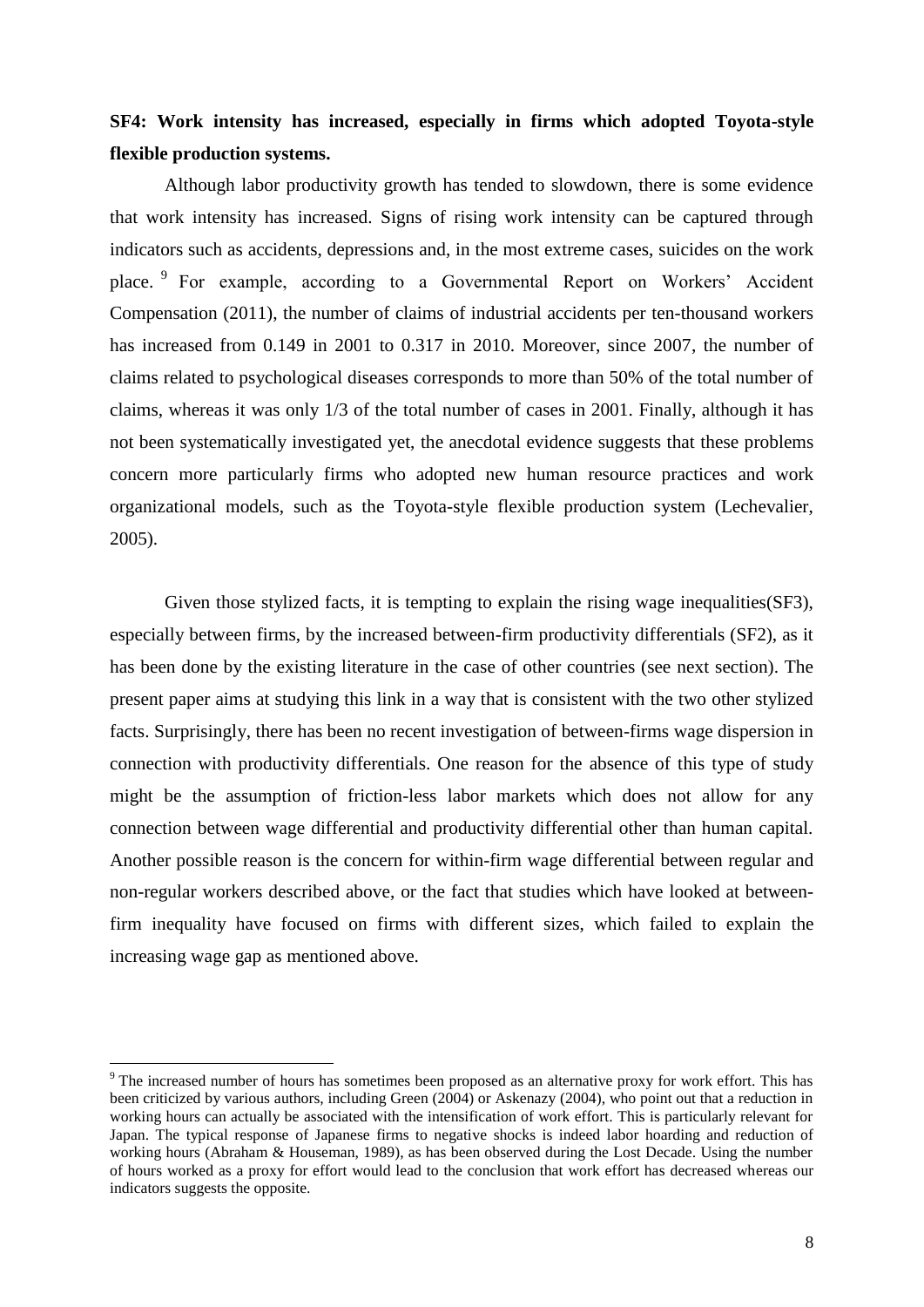**SF4: Work intensity has increased, especially in firms which adopted Toyota-style flexible production systems.**

Although labor productivity growth has tended to slowdown, there is some evidence that work intensity has increased. Signs of rising work intensity can be captured through indicators such as accidents, depressions and, in the most extreme cases, suicides on the work place.[9] For example, according to a Governmental Report on Workers' Accident Compensation (2011), the number of claims of industrial accidents per ten-thousand workers has increased from 0.149 in 2001 to 0.317 in 2010. Moreover, since 2007, the number of claims related to psychological diseases corresponds to more than 50% of the total number of claims, whereas it was only 1/3 of the total number of cases in 2001. Finally, although it has not been systematically investigated yet, the anecdotal evidence suggests that these problems concern more particularly firms who adopted new human resource practices and work organizational models, such as the Toyota-style flexible production system (Lechevalier, 2005).

Given those stylized facts, it is tempting to explain the rising wage inequalities(SF3), especially between firms, by the increased between-firm productivity differentials (SF2), as it has been done by the existing literature in the case of other countries (see next section). The present paper aims at studying this link in a way that is consistent with the two other stylized facts. Surprisingly, there has been no recent investigation of between-firms wage dispersion in connection with productivity differentials. One reason for the absence of this type of study might be the assumption of friction-less labor markets which does not allow for any connection between wage differential and productivity differential other than human capital. Another possible reason is the concern for within-firm wage differential between regular and non-regular workers described above, or the fact that studies which have looked at between-firm inequality have focused on firms with different sizes, which failed to explain the increasing wage gap as mentioned above.

[9] The increased number of hours has sometimes been proposed as an alternative proxy for work effort. This has been criticized by various authors, including Green (2004) or Askenazy (2004), who point out that a reduction in working hours can actually be associated with the intensification of work effort. This is particularly relevant for Japan. The typical response of Japanese firms to negative shocks is indeed labor hoarding and reduction of working hours (Abraham & Houseman, 1989), as has been observed during the Lost Decade. Using the number of hours worked as a proxy for effort would lead to the conclusion that work effort has decreased whereas our indicators suggests the opposite.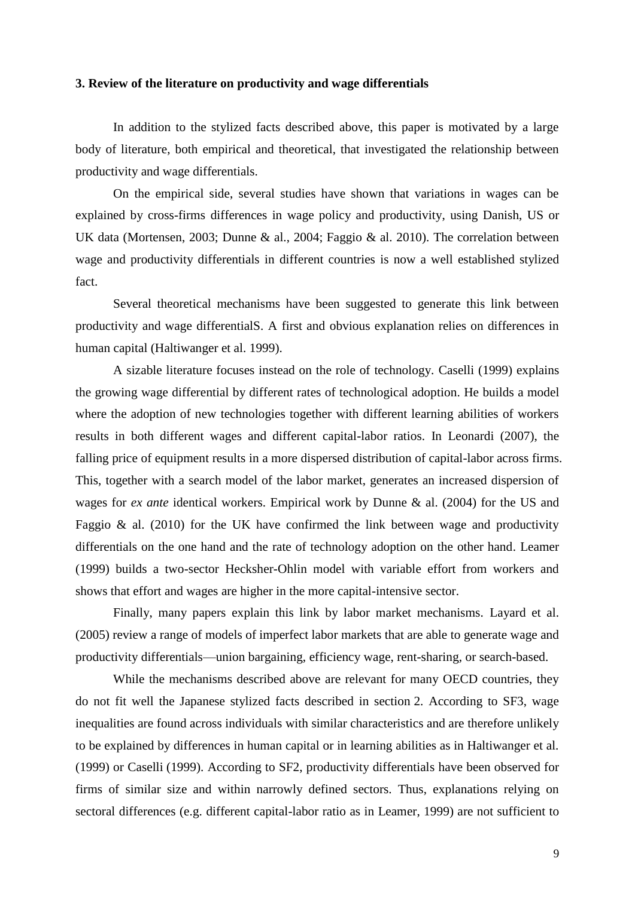### 3. Review of the literature on productivity and wage differentials

In addition to the stylized facts described above, this paper is motivated by a large body of literature, both empirical and theoretical, that investigated the relationship between productivity and wage differentials.

On the empirical side, several studies have shown that variations in wages can be explained by cross-firms differences in wage policy and productivity, using Danish, US or UK data (Mortensen, 2003; Dunne & al., 2004; Faggio & al. 2010). The correlation between wage and productivity differentials in different countries is now a well established stylized fact.

Several theoretical mechanisms have been suggested to generate this link between productivity and wage differentialS. A first and obvious explanation relies on differences in human capital (Haltiwanger et al. 1999).

A sizable literature focuses instead on the role of technology. Caselli (1999) explains the growing wage differential by different rates of technological adoption. He builds a model where the adoption of new technologies together with different learning abilities of workers results in both different wages and different capital-labor ratios. In Leonardi (2007), the falling price of equipment results in a more dispersed distribution of capital-labor across firms. This, together with a search model of the labor market, generates an increased dispersion of wages for *ex ante* identical workers. Empirical work by Dunne & al. (2004) for the US and Faggio & al. (2010) for the UK have confirmed the link between wage and productivity differentials on the one hand and the rate of technology adoption on the other hand. Leamer (1999) builds a two-sector Hecksher-Ohlin model with variable effort from workers and shows that effort and wages are higher in the more capital-intensive sector.

Finally, many papers explain this link by labor market mechanisms. Layard et al. (2005) review a range of models of imperfect labor markets that are able to generate wage and productivity differentials—union bargaining, efficiency wage, rent-sharing, or search-based.

While the mechanisms described above are relevant for many OECD countries, they do not fit well the Japanese stylized facts described in section 2. According to SF3, wage inequalities are found across individuals with similar characteristics and are therefore unlikely to be explained by differences in human capital or in learning abilities as in Haltiwanger et al. (1999) or Caselli (1999). According to SF2, productivity differentials have been observed for firms of similar size and within narrowly defined sectors. Thus, explanations relying on sectoral differences (e.g. different capital-labor ratio as in Leamer, 1999) are not sufficient to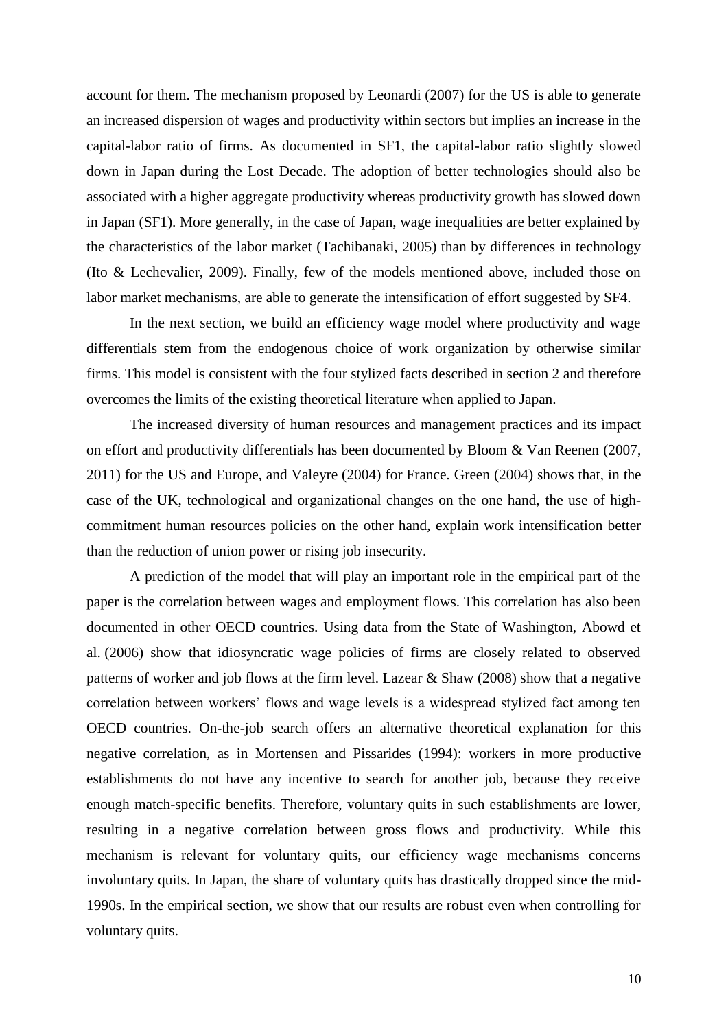account for them. The mechanism proposed by Leonardi (2007) for the US is able to generate an increased dispersion of wages and productivity within sectors but implies an increase in the capital-labor ratio of firms. As documented in SF1, the capital-labor ratio slightly slowed down in Japan during the Lost Decade. The adoption of better technologies should also be associated with a higher aggregate productivity whereas productivity growth has slowed down in Japan (SF1). More generally, in the case of Japan, wage inequalities are better explained by the characteristics of the labor market (Tachibanaki, 2005) than by differences in technology (Ito & Lechevalier, 2009). Finally, few of the models mentioned above, included those on labor market mechanisms, are able to generate the intensification of effort suggested by SF4.

In the next section, we build an efficiency wage model where productivity and wage differentials stem from the endogenous choice of work organization by otherwise similar firms. This model is consistent with the four stylized facts described in section 2 and therefore overcomes the limits of the existing theoretical literature when applied to Japan.

The increased diversity of human resources and management practices and its impact on effort and productivity differentials has been documented by Bloom & Van Reenen (2007, 2011) for the US and Europe, and Valeyre (2004) for France. Green (2004) shows that, in the case of the UK, technological and organizational changes on the one hand, the use of high-commitment human resources policies on the other hand, explain work intensification better than the reduction of union power or rising job insecurity.

A prediction of the model that will play an important role in the empirical part of the paper is the correlation between wages and employment flows. This correlation has also been documented in other OECD countries. Using data from the State of Washington, Abowd et al. (2006) show that idiosyncratic wage policies of firms are closely related to observed patterns of worker and job flows at the firm level. Lazear & Shaw (2008) show that a negative correlation between workers' flows and wage levels is a widespread stylized fact among ten OECD countries. On-the-job search offers an alternative theoretical explanation for this negative correlation, as in Mortensen and Pissarides (1994): workers in more productive establishments do not have any incentive to search for another job, because they receive enough match-specific benefits. Therefore, voluntary quits in such establishments are lower, resulting in a negative correlation between gross flows and productivity. While this mechanism is relevant for voluntary quits, our efficiency wage mechanisms concerns involuntary quits. In Japan, the share of voluntary quits has drastically dropped since the mid-1990s. In the empirical section, we show that our results are robust even when controlling for voluntary quits.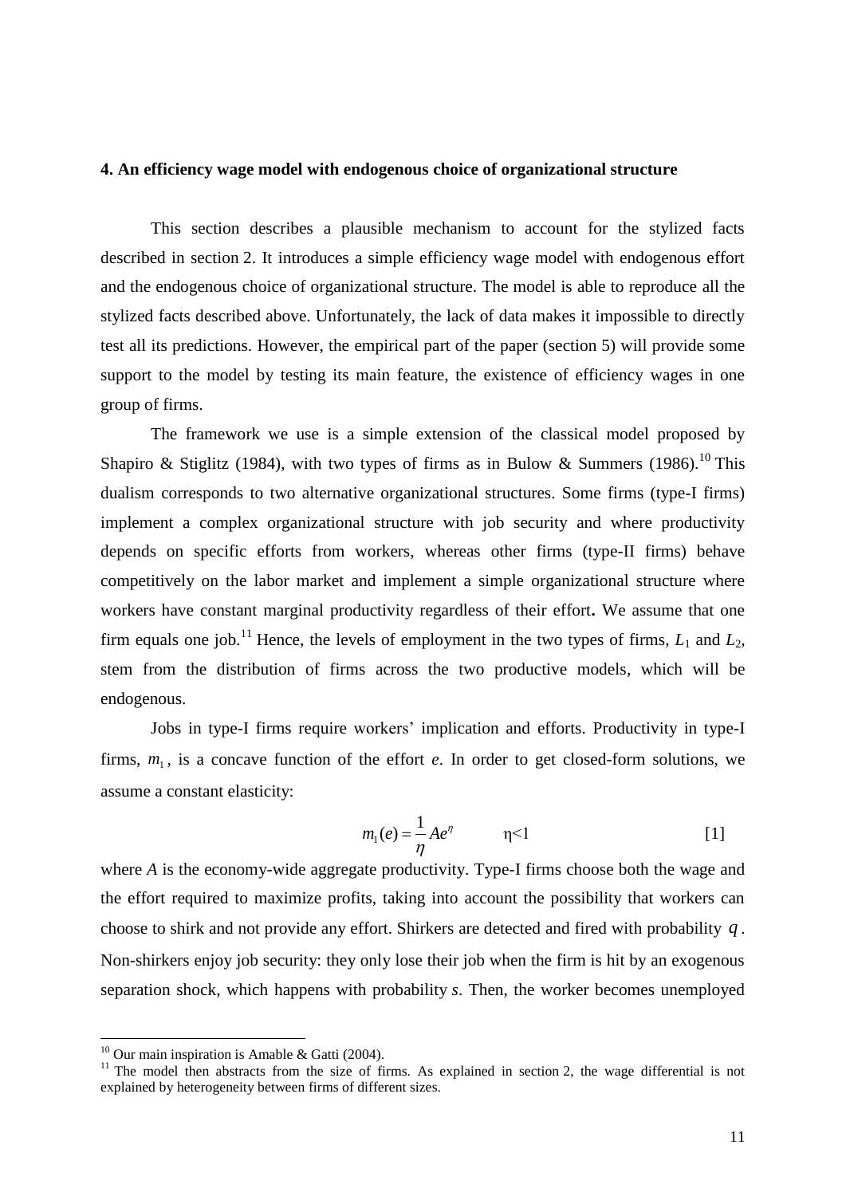**4. An efficiency wage model with endogenous choice of organizational structure**

This section describes a plausible mechanism to account for the stylized facts described in section 2. It introduces a simple efficiency wage model with endogenous effort and the endogenous choice of organizational structure. The model is able to reproduce all the stylized facts described above. Unfortunately, the lack of data makes it impossible to directly test all its predictions. However, the empirical part of the paper (section 5) will provide some support to the model by testing its main feature, the existence of efficiency wages in one group of firms.

The framework we use is a simple extension of the classical model proposed by Shapiro & Stiglitz (1984), with two types of firms as in Bulow & Summers (1986).[10] This dualism corresponds to two alternative organizational structures. Some firms (type-I firms) implement a complex organizational structure with job security and where productivity depends on specific efforts from workers, whereas other firms (type-II firms) behave competitively on the labor market and implement a simple organizational structure where workers have constant marginal productivity regardless of their effort**.** We assume that one firm equals one job.[11] Hence, the levels of employment in the two types of firms, $L_1$ and $L_2$, stem from the distribution of firms across the two productive models, which will be endogenous.

Jobs in type-I firms require workers' implication and efforts. Productivity in type-I firms, $m_1$, is a concave function of the effort $e$. In order to get closed-form solutions, we assume a constant elasticity:

$$m_1(e) = \frac{1}{\eta} A e^{\eta} \qquad \eta<1 \qquad [1]$$

where $A$ is the economy-wide aggregate productivity. Type-I firms choose both the wage and the effort required to maximize profits, taking into account the possibility that workers can choose to shirk and not provide any effort. Shirkers are detected and fired with probability $q$. Non-shirkers enjoy job security: they only lose their job when the firm is hit by an exogenous separation shock, which happens with probability $s$. Then, the worker becomes unemployed

[10] Our main inspiration is Amable & Gatti (2004).

[11] The model then abstracts from the size of firms. As explained in section 2, the wage differential is not explained by heterogeneity between firms of different sizes.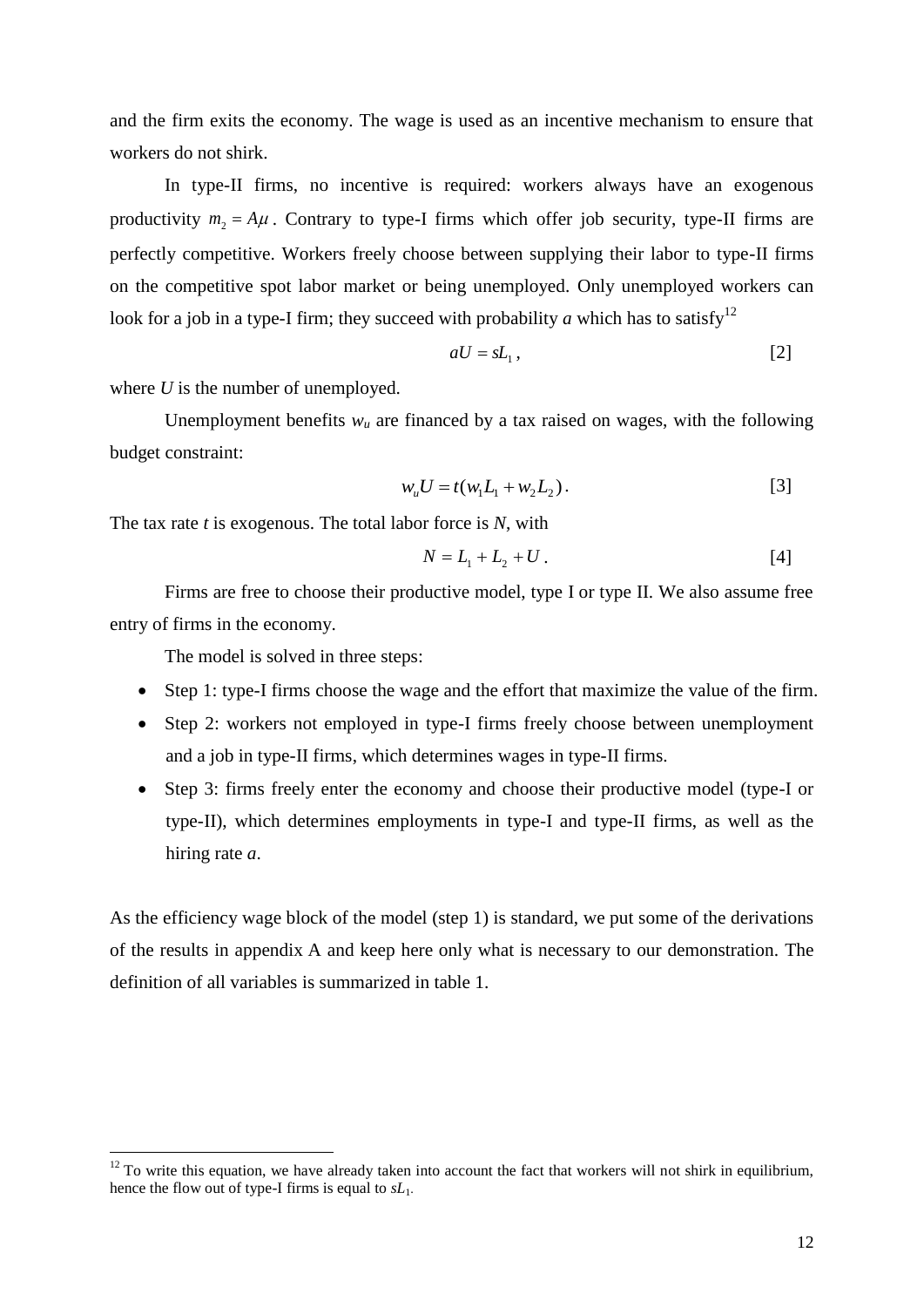and the firm exits the economy. The wage is used as an incentive mechanism to ensure that workers do not shirk.

In type-II firms, no incentive is required: workers always have an exogenous productivity $m_2 = A\mu$. Contrary to type-I firms which offer job security, type-II firms are perfectly competitive. Workers freely choose between supplying their labor to type-II firms on the competitive spot labor market or being unemployed. Only unemployed workers can look for a job in a type-I firm; they succeed with probability $a$ which has to satisfy[12]

$$aU = sL_1\,, \qquad [2]$$

where $U$ is the number of unemployed.

Unemployment benefits $w_u$ are financed by a tax raised on wages, with the following budget constraint:

$$w_u U = t(w_1 L_1 + w_2 L_2)\,. \qquad [3]$$

The tax rate $t$ is exogenous. The total labor force is $N$, with

$$N = L_1 + L_2 + U\,. \qquad [4]$$

Firms are free to choose their productive model, type I or type II. We also assume free entry of firms in the economy.

The model is solved in three steps:

- Step 1: type-I firms choose the wage and the effort that maximize the value of the firm.
- Step 2: workers not employed in type-I firms freely choose between unemployment and a job in type-II firms, which determines wages in type-II firms.
- Step 3: firms freely enter the economy and choose their productive model (type-I or type-II), which determines employments in type-I and type-II firms, as well as the hiring rate $a$.

As the efficiency wage block of the model (step 1) is standard, we put some of the derivations of the results in appendix A and keep here only what is necessary to our demonstration. The definition of all variables is summarized in table 1.

[12] To write this equation, we have already taken into account the fact that workers will not shirk in equilibrium, hence the flow out of type-I firms is equal to $sL_1$.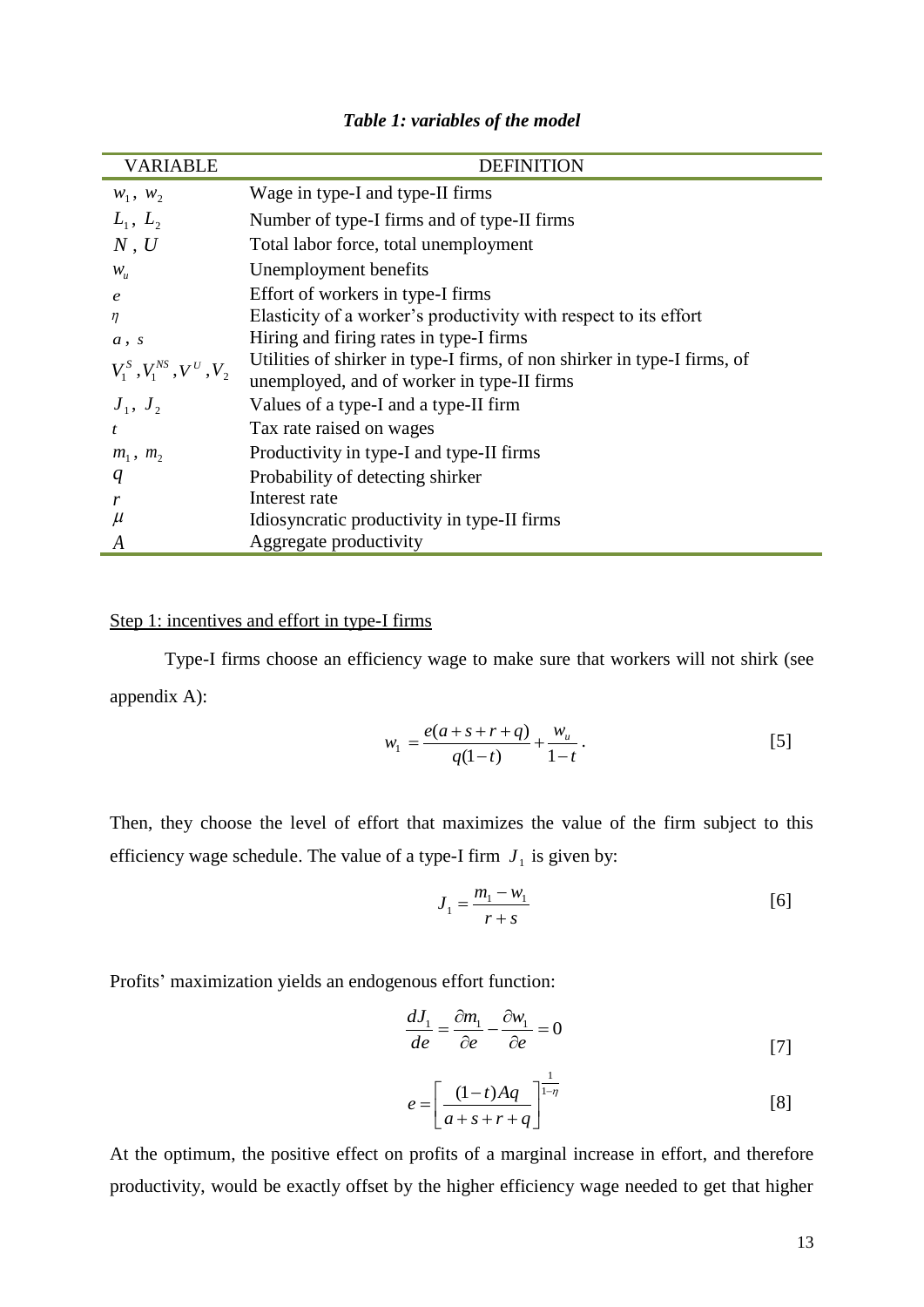***Table 1: variables of the model***

| VARIABLE | DEFINITION |
|---|---|
| $w_1$, $w_2$ | Wage in type-I and type-II firms |
| $L_1$, $L_2$ | Number of type-I firms and of type-II firms |
| $N$ , $U$ | Total labor force, total unemployment |
| $w_u$ | Unemployment benefits |
| $e$ | Effort of workers in type-I firms |
| $\eta$ | Elasticity of a worker's productivity with respect to its effort |
| $a$ , $s$ | Hiring and firing rates in type-I firms |
| $V_1^S, V_1^{NS}, V^U, V_2$ | Utilities of shirker in type-I firms, of non shirker in type-I firms, of unemployed, and of worker in type-II firms |
| $J_1$, $J_2$ | Values of a type-I and a type-II firm |
| $t$ | Tax rate raised on wages |
| $m_1$, $m_2$ | Productivity in type-I and type-II firms |
| $q$ | Probability of detecting shirker |
| $r$ | Interest rate |
| $\mu$ | Idiosyncratic productivity in type-II firms |
| $A$ | Aggregate productivity |

Step 1: incentives and effort in type-I firms

Type-I firms choose an efficiency wage to make sure that workers will not shirk (see appendix A):

$$w_1 = \frac{e(a+s+r+q)}{q(1-t)} + \frac{w_u}{1-t}. \qquad [5]$$

Then, they choose the level of effort that maximizes the value of the firm subject to this efficiency wage schedule. The value of a type-I firm $J_1$ is given by:

$$J_1 = \frac{m_1 - w_1}{r+s} \qquad [6]$$

Profits' maximization yields an endogenous effort function:

$$\frac{dJ_1}{de} = \frac{\partial m_1}{\partial e} - \frac{\partial w_1}{\partial e} = 0 \qquad [7]$$

$$e = \left[\frac{(1-t)Aq}{a+s+r+q}\right]^{\frac{1}{1-\eta}} \qquad [8]$$

At the optimum, the positive effect on profits of a marginal increase in effort, and therefore productivity, would be exactly offset by the higher efficiency wage needed to get that higher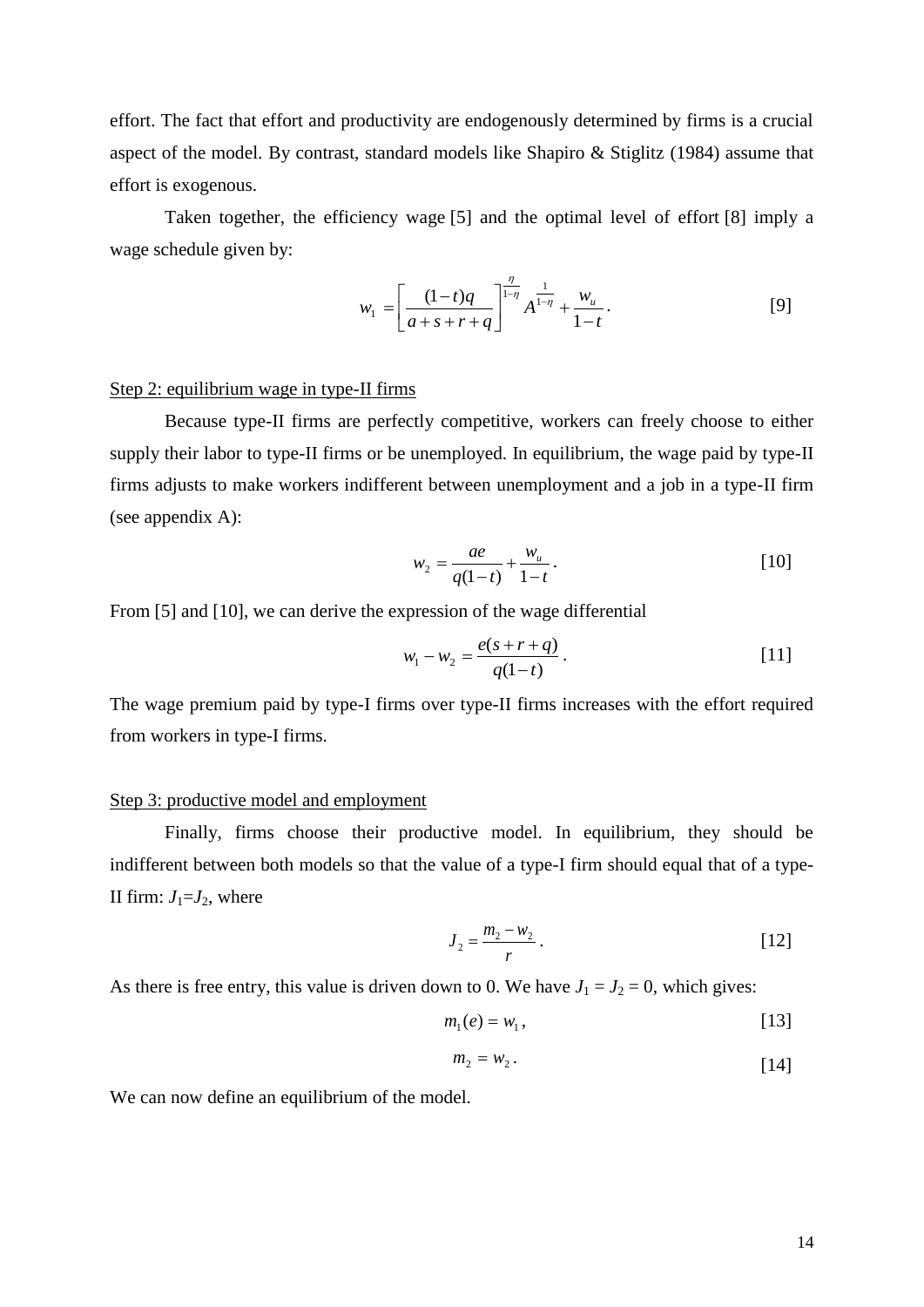effort. The fact that effort and productivity are endogenously determined by firms is a crucial aspect of the model. By contrast, standard models like Shapiro & Stiglitz (1984) assume that effort is exogenous.

Taken together, the efficiency wage [5] and the optimal level of effort [8] imply a wage schedule given by:

$$w_1 = \left[ \frac{(1-t)q}{a+s+r+q} \right]^{\frac{\eta}{1-\eta}} A^{\frac{1}{1-\eta}} + \frac{w_u}{1-t}. \tag{9}$$

Step 2: equilibrium wage in type-II firms

Because type-II firms are perfectly competitive, workers can freely choose to either supply their labor to type-II firms or be unemployed. In equilibrium, the wage paid by type-II firms adjusts to make workers indifferent between unemployment and a job in a type-II firm (see appendix A):

$$w_2 = \frac{ae}{q(1-t)} + \frac{w_u}{1-t}. \tag{10}$$

From [5] and [10], we can derive the expression of the wage differential

$$w_1 - w_2 = \frac{e(s+r+q)}{q(1-t)}. \tag{11}$$

The wage premium paid by type-I firms over type-II firms increases with the effort required from workers in type-I firms.

Step 3: productive model and employment

Finally, firms choose their productive model. In equilibrium, they should be indifferent between both models so that the value of a type-I firm should equal that of a type-II firm: $J_1 = J_2$, where

$$J_2 = \frac{m_2 - w_2}{r}. \tag{12}$$

As there is free entry, this value is driven down to 0. We have $J_1 = J_2 = 0$, which gives:

$$m_1(e) = w_1, \tag{13}$$

$$m_2 = w_2. \tag{14}$$

We can now define an equilibrium of the model.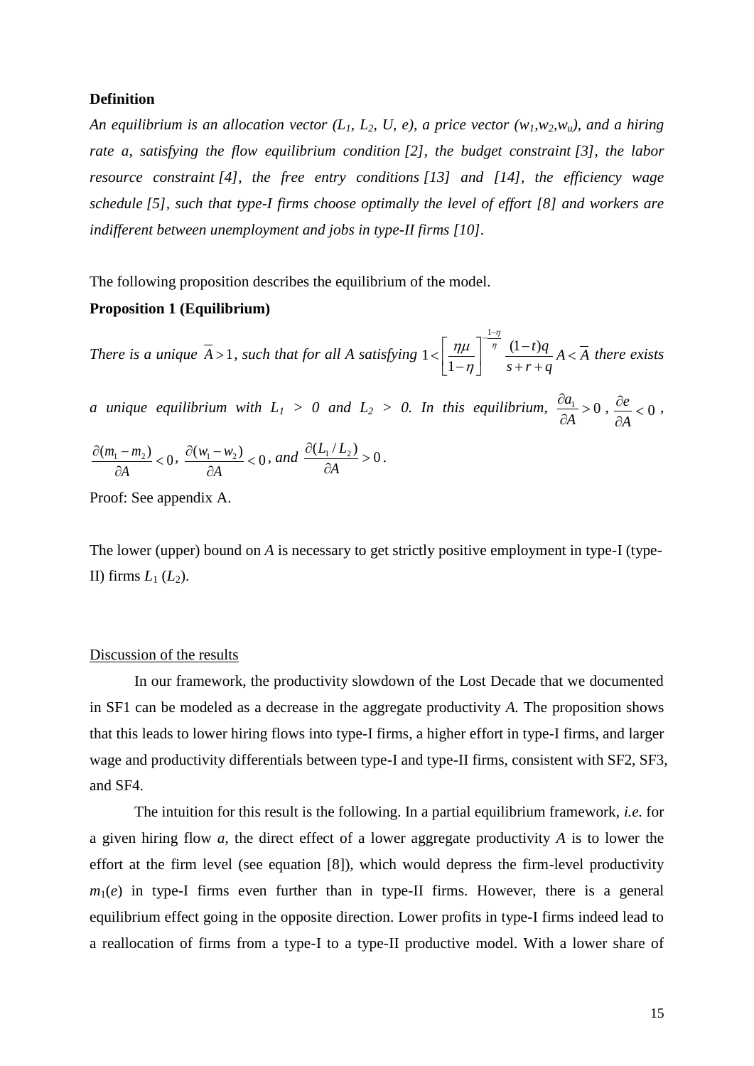**Definition**

*An equilibrium is an allocation vector ($L_1$, $L_2$, $U$, $e$), a price vector ($w_1$,$w_2$,$w_u$), and a hiring rate a, satisfying the flow equilibrium condition [2], the budget constraint [3], the labor resource constraint [4], the free entry conditions [13] and [14], the efficiency wage schedule [5], such that type-I firms choose optimally the level of effort [8] and workers are indifferent between unemployment and jobs in type-II firms [10].*

The following proposition describes the equilibrium of the model.

**Proposition 1 (Equilibrium)**

*There is a unique $\overline{A} > 1$, such that for all A satisfying $1 < \left[\frac{\eta\mu}{1-\eta}\right]^{-\frac{1-\eta}{\eta}} \frac{(1-t)q}{s+r+q} A < \overline{A}$ there exists a unique equilibrium with $L_1 > 0$ and $L_2 > 0$. In this equilibrium, $\frac{\partial a_1}{\partial A} > 0$, $\frac{\partial e}{\partial A} < 0$, $\frac{\partial (m_1 - m_2)}{\partial A} < 0$, $\frac{\partial (w_1 - w_2)}{\partial A} < 0$, and $\frac{\partial (L_1 / L_2)}{\partial A} > 0$.*

Proof: See appendix A.

The lower (upper) bound on *A* is necessary to get strictly positive employment in type-I (type-II) firms $L_1$ ($L_2$).

Discussion of the results

In our framework, the productivity slowdown of the Lost Decade that we documented in SF1 can be modeled as a decrease in the aggregate productivity *A.* The proposition shows that this leads to lower hiring flows into type-I firms, a higher effort in type-I firms, and larger wage and productivity differentials between type-I and type-II firms, consistent with SF2, SF3, and SF4.

The intuition for this result is the following. In a partial equilibrium framework, *i.e.* for a given hiring flow *a*, the direct effect of a lower aggregate productivity *A* is to lower the effort at the firm level (see equation [8]), which would depress the firm-level productivity $m_1(e)$ in type-I firms even further than in type-II firms. However, there is a general equilibrium effect going in the opposite direction. Lower profits in type-I firms indeed lead to a reallocation of firms from a type-I to a type-II productive model. With a lower share of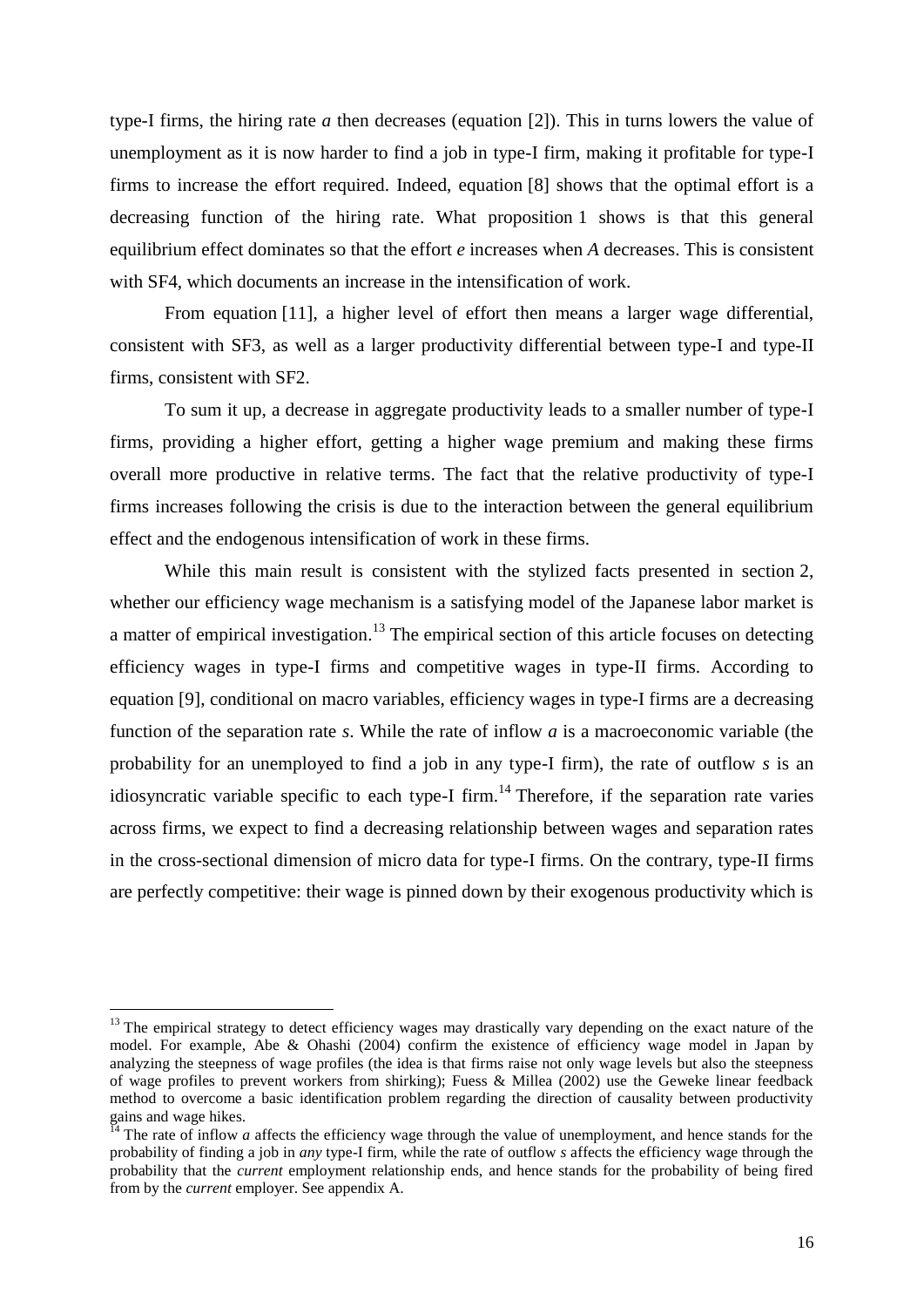type-I firms, the hiring rate $a$ then decreases (equation [2]). This in turns lowers the value of unemployment as it is now harder to find a job in type-I firm, making it profitable for type-I firms to increase the effort required. Indeed, equation [8] shows that the optimal effort is a decreasing function of the hiring rate. What proposition 1 shows is that this general equilibrium effect dominates so that the effort $e$ increases when $A$ decreases. This is consistent with SF4, which documents an increase in the intensification of work.

From equation [11], a higher level of effort then means a larger wage differential, consistent with SF3, as well as a larger productivity differential between type-I and type-II firms, consistent with SF2.

To sum it up, a decrease in aggregate productivity leads to a smaller number of type-I firms, providing a higher effort, getting a higher wage premium and making these firms overall more productive in relative terms. The fact that the relative productivity of type-I firms increases following the crisis is due to the interaction between the general equilibrium effect and the endogenous intensification of work in these firms.

While this main result is consistent with the stylized facts presented in section 2, whether our efficiency wage mechanism is a satisfying model of the Japanese labor market is a matter of empirical investigation.[13] The empirical section of this article focuses on detecting efficiency wages in type-I firms and competitive wages in type-II firms. According to equation [9], conditional on macro variables, efficiency wages in type-I firms are a decreasing function of the separation rate $s$. While the rate of inflow $a$ is a macroeconomic variable (the probability for an unemployed to find a job in any type-I firm), the rate of outflow $s$ is an idiosyncratic variable specific to each type-I firm.[14] Therefore, if the separation rate varies across firms, we expect to find a decreasing relationship between wages and separation rates in the cross-sectional dimension of micro data for type-I firms. On the contrary, type-II firms are perfectly competitive: their wage is pinned down by their exogenous productivity which is

---

[13] The empirical strategy to detect efficiency wages may drastically vary depending on the exact nature of the model. For example, Abe & Ohashi (2004) confirm the existence of efficiency wage model in Japan by analyzing the steepness of wage profiles (the idea is that firms raise not only wage levels but also the steepness of wage profiles to prevent workers from shirking); Fuess & Millea (2002) use the Geweke linear feedback method to overcome a basic identification problem regarding the direction of causality between productivity gains and wage hikes.

[14] The rate of inflow $a$ affects the efficiency wage through the value of unemployment, and hence stands for the probability of finding a job in *any* type-I firm, while the rate of outflow $s$ affects the efficiency wage through the probability that the *current* employment relationship ends, and hence stands for the probability of being fired from by the *current* employer. See appendix A.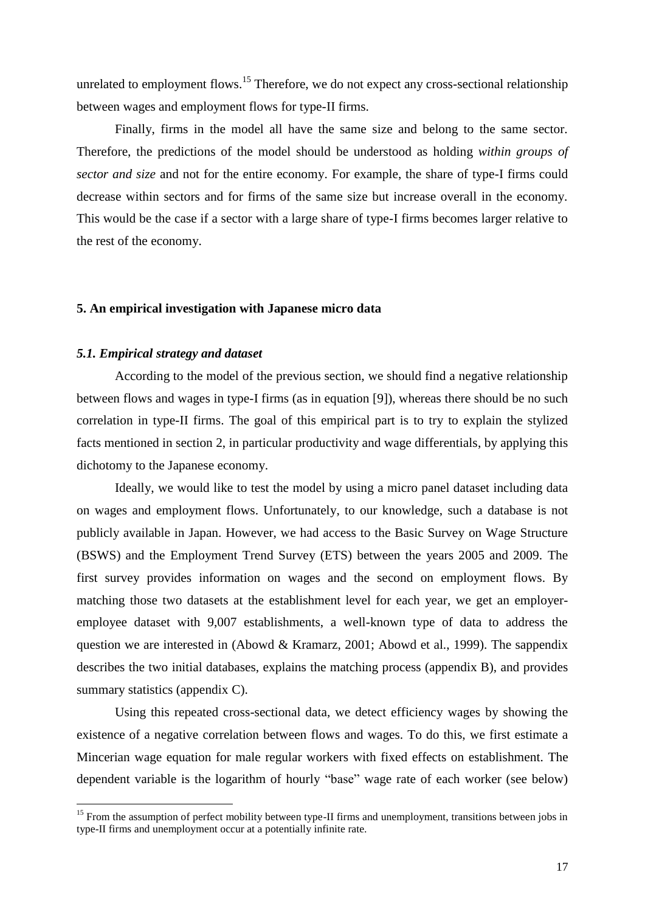unrelated to employment flows.[15] Therefore, we do not expect any cross-sectional relationship between wages and employment flows for type-II firms.

Finally, firms in the model all have the same size and belong to the same sector. Therefore, the predictions of the model should be understood as holding *within groups of sector and size* and not for the entire economy. For example, the share of type-I firms could decrease within sectors and for firms of the same size but increase overall in the economy. This would be the case if a sector with a large share of type-I firms becomes larger relative to the rest of the economy.

## 5. An empirical investigation with Japanese micro data

### *5.1. Empirical strategy and dataset*

According to the model of the previous section, we should find a negative relationship between flows and wages in type-I firms (as in equation [9]), whereas there should be no such correlation in type-II firms. The goal of this empirical part is to try to explain the stylized facts mentioned in section 2, in particular productivity and wage differentials, by applying this dichotomy to the Japanese economy.

Ideally, we would like to test the model by using a micro panel dataset including data on wages and employment flows. Unfortunately, to our knowledge, such a database is not publicly available in Japan. However, we had access to the Basic Survey on Wage Structure (BSWS) and the Employment Trend Survey (ETS) between the years 2005 and 2009. The first survey provides information on wages and the second on employment flows. By matching those two datasets at the establishment level for each year, we get an employer-employee dataset with 9,007 establishments, a well-known type of data to address the question we are interested in (Abowd & Kramarz, 2001; Abowd et al., 1999). The sappendix describes the two initial databases, explains the matching process (appendix B), and provides summary statistics (appendix C).

Using this repeated cross-sectional data, we detect efficiency wages by showing the existence of a negative correlation between flows and wages. To do this, we first estimate a Mincerian wage equation for male regular workers with fixed effects on establishment. The dependent variable is the logarithm of hourly "base" wage rate of each worker (see below)

[15] From the assumption of perfect mobility between type-II firms and unemployment, transitions between jobs in type-II firms and unemployment occur at a potentially infinite rate.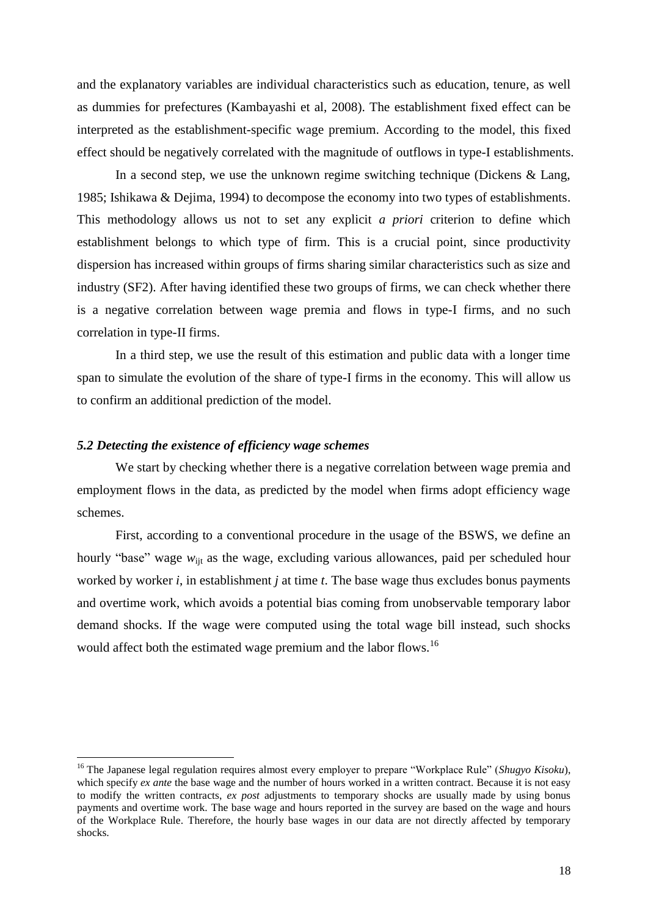and the explanatory variables are individual characteristics such as education, tenure, as well as dummies for prefectures (Kambayashi et al, 2008). The establishment fixed effect can be interpreted as the establishment-specific wage premium. According to the model, this fixed effect should be negatively correlated with the magnitude of outflows in type-I establishments.

In a second step, we use the unknown regime switching technique (Dickens & Lang, 1985; Ishikawa & Dejima, 1994) to decompose the economy into two types of establishments. This methodology allows us not to set any explicit *a priori* criterion to define which establishment belongs to which type of firm. This is a crucial point, since productivity dispersion has increased within groups of firms sharing similar characteristics such as size and industry (SF2). After having identified these two groups of firms, we can check whether there is a negative correlation between wage premia and flows in type-I firms, and no such correlation in type-II firms.

In a third step, we use the result of this estimation and public data with a longer time span to simulate the evolution of the share of type-I firms in the economy. This will allow us to confirm an additional prediction of the model.

### *5.2 Detecting the existence of efficiency wage schemes*

We start by checking whether there is a negative correlation between wage premia and employment flows in the data, as predicted by the model when firms adopt efficiency wage schemes.

First, according to a conventional procedure in the usage of the BSWS, we define an hourly "base" wage $w_{ijt}$ as the wage, excluding various allowances, paid per scheduled hour worked by worker $i$, in establishment $j$ at time $t$. The base wage thus excludes bonus payments and overtime work, which avoids a potential bias coming from unobservable temporary labor demand shocks. If the wage were computed using the total wage bill instead, such shocks would affect both the estimated wage premium and the labor flows.[16]

---

[16] The Japanese legal regulation requires almost every employer to prepare "Workplace Rule" (*Shugyo Kisoku*), which specify *ex ante* the base wage and the number of hours worked in a written contract. Because it is not easy to modify the written contracts, *ex post* adjustments to temporary shocks are usually made by using bonus payments and overtime work. The base wage and hours reported in the survey are based on the wage and hours of the Workplace Rule. Therefore, the hourly base wages in our data are not directly affected by temporary shocks.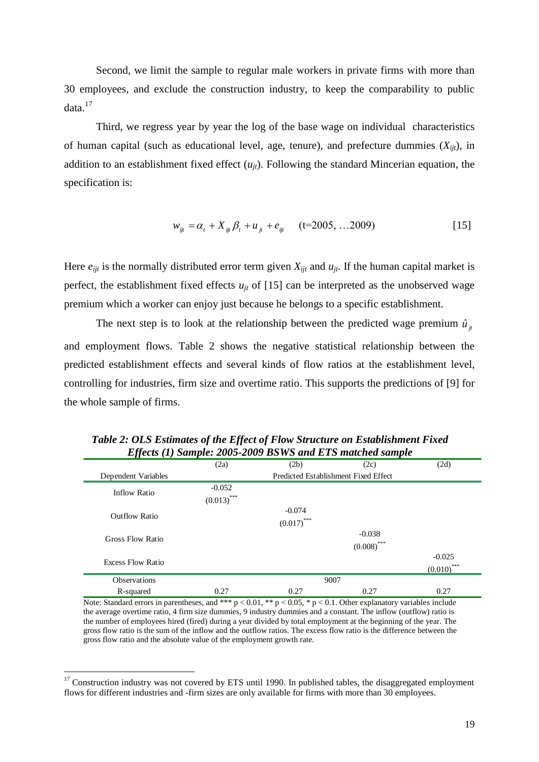Second, we limit the sample to regular male workers in private firms with more than 30 employees, and exclude the construction industry, to keep the comparability to public data.[17]

Third, we regress year by year the log of the base wage on individual characteristics of human capital (such as educational level, age, tenure), and prefecture dummies ($X_{ijt}$), in addition to an establishment fixed effect ($u_{jt}$). Following the standard Mincerian equation, the specification is:

$$w_{ijt} = \alpha_t + X_{ijt}\beta_t + u_{jt} + e_{ijt} \quad \text{(t=2005, …2009)} \qquad [15]$$

Here $e_{ijt}$ is the normally distributed error term given $X_{ijt}$ and $u_{jt}$. If the human capital market is perfect, the establishment fixed effects $u_{jt}$ of [15] can be interpreted as the unobserved wage premium which a worker can enjoy just because he belongs to a specific establishment.

The next step is to look at the relationship between the predicted wage premium $\hat{u}_{jt}$ and employment flows. Table 2 shows the negative statistical relationship between the predicted establishment effects and several kinds of flow ratios at the establishment level, controlling for industries, firm size and overtime ratio. This supports the predictions of [9] for the whole sample of firms.

***Table 2: OLS Estimates of the Effect of Flow Structure on Establishment Fixed Effects (1) Sample: 2005-2009 BSWS and ETS matched sample***

| | (2a) | (2b) | (2c) | (2d) |
|---|---|---|---|---|
| Dependent Variables | Predicted Establishment Fixed Effect | | | |
| Inflow Ratio | -0.052<br>(0.013)*** | | | |
| Outflow Ratio | | -0.074<br>(0.017)*** | | |
| Gross Flow Ratio | | | -0.038<br>(0.008)*** | |
| Excess Flow Ratio | | | | -0.025<br>(0.010)*** |
| Observations | 9007 | | | |
| R-squared | 0.27 | 0.27 | 0.27 | 0.27 |

Note: Standard errors in parentheses, and *** $p < 0.01$, ** $p < 0.05$, * $p < 0.1$. Other explanatory variables include the average overtime ratio, 4 firm size dummies, 9 industry dummies and a constant. The inflow (outflow) ratio is the number of employees hired (fired) during a year divided by total employment at the beginning of the year. The gross flow ratio is the sum of the inflow and the outflow ratios. The excess flow ratio is the difference between the gross flow ratio and the absolute value of the employment growth rate.

[17] Construction industry was not covered by ETS until 1990. In published tables, the disaggregated employment flows for different industries and -firm sizes are only available for firms with more than 30 employees.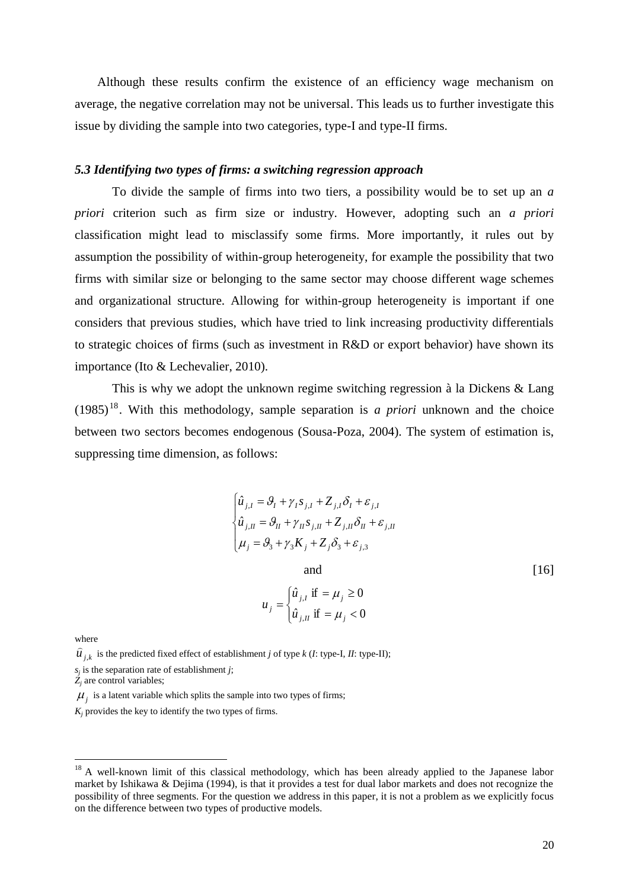Although these results confirm the existence of an efficiency wage mechanism on average, the negative correlation may not be universal. This leads us to further investigate this issue by dividing the sample into two categories, type-I and type-II firms.

### *5.3 Identifying two types of firms: a switching regression approach*

To divide the sample of firms into two tiers, a possibility would be to set up an *a priori* criterion such as firm size or industry. However, adopting such an *a priori* classification might lead to misclassify some firms. More importantly, it rules out by assumption the possibility of within-group heterogeneity, for example the possibility that two firms with similar size or belonging to the same sector may choose different wage schemes and organizational structure. Allowing for within-group heterogeneity is important if one considers that previous studies, which have tried to link increasing productivity differentials to strategic choices of firms (such as investment in R&D or export behavior) have shown its importance (Ito & Lechevalier, 2010).

This is why we adopt the unknown regime switching regression à la Dickens & Lang (1985)[18]. With this methodology, sample separation is *a priori* unknown and the choice between two sectors becomes endogenous (Sousa-Poza, 2004). The system of estimation is, suppressing time dimension, as follows:

$$
\begin{cases}
\hat{u}_{j,I} = \vartheta_I + \gamma_I s_{j,I} + Z_{j,I}\delta_I + \varepsilon_{j,I} \\
\hat{u}_{j,II} = \vartheta_{II} + \gamma_{II} s_{j,II} + Z_{j,II}\delta_{II} + \varepsilon_{j,II} \\
\mu_j = \vartheta_3 + \gamma_3 K_j + Z_j \delta_3 + \varepsilon_{j,3}
\end{cases}
$$

$$
\text{and} \qquad [16]
$$

$$
u_j = \begin{cases}
\hat{u}_{j,I} \text{ if } = \mu_j \geq 0 \\
\hat{u}_{j,II} \text{ if } = \mu_j < 0
\end{cases}
$$

where

$\hat{u}_{j,k}$ is the predicted fixed effect of establishment *j* of type *k* (*I*: type-I, *II*: type-II);

$s_j$ is the separation rate of establishment *j*;

$Z_j$ are control variables;

$\mu_j$ is a latent variable which splits the sample into two types of firms;

$K_j$ provides the key to identify the two types of firms.

---

[18] A well-known limit of this classical methodology, which has been already applied to the Japanese labor market by Ishikawa & Dejima (1994), is that it provides a test for dual labor markets and does not recognize the possibility of three segments. For the question we address in this paper, it is not a problem as we explicitly focus on the difference between two types of productive models.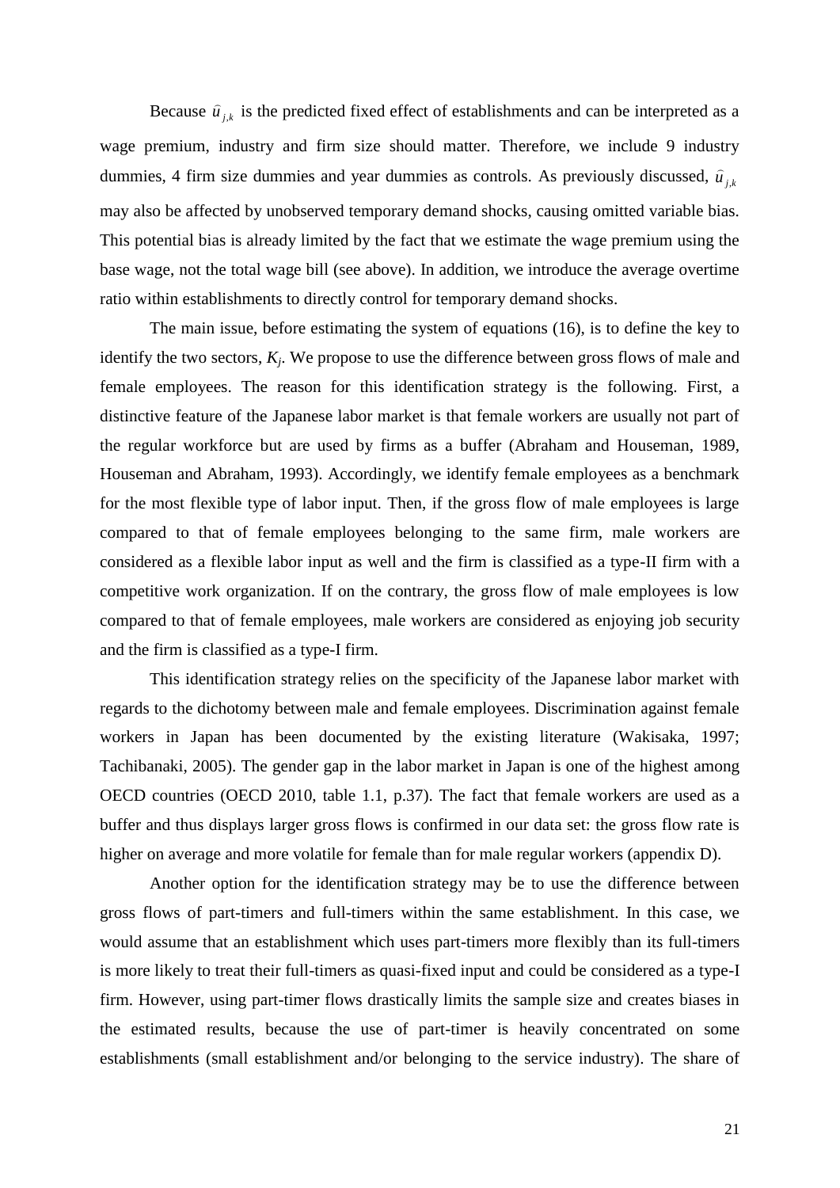Because $\hat{u}_{j,k}$ is the predicted fixed effect of establishments and can be interpreted as a wage premium, industry and firm size should matter. Therefore, we include 9 industry dummies, 4 firm size dummies and year dummies as controls. As previously discussed, $\hat{u}_{j,k}$ may also be affected by unobserved temporary demand shocks, causing omitted variable bias. This potential bias is already limited by the fact that we estimate the wage premium using the base wage, not the total wage bill (see above). In addition, we introduce the average overtime ratio within establishments to directly control for temporary demand shocks.

The main issue, before estimating the system of equations (16), is to define the key to identify the two sectors, $K_j$. We propose to use the difference between gross flows of male and female employees. The reason for this identification strategy is the following. First, a distinctive feature of the Japanese labor market is that female workers are usually not part of the regular workforce but are used by firms as a buffer (Abraham and Houseman, 1989, Houseman and Abraham, 1993). Accordingly, we identify female employees as a benchmark for the most flexible type of labor input. Then, if the gross flow of male employees is large compared to that of female employees belonging to the same firm, male workers are considered as a flexible labor input as well and the firm is classified as a type-II firm with a competitive work organization. If on the contrary, the gross flow of male employees is low compared to that of female employees, male workers are considered as enjoying job security and the firm is classified as a type-I firm.

This identification strategy relies on the specificity of the Japanese labor market with regards to the dichotomy between male and female employees. Discrimination against female workers in Japan has been documented by the existing literature (Wakisaka, 1997; Tachibanaki, 2005). The gender gap in the labor market in Japan is one of the highest among OECD countries (OECD 2010, table 1.1, p.37). The fact that female workers are used as a buffer and thus displays larger gross flows is confirmed in our data set: the gross flow rate is higher on average and more volatile for female than for male regular workers (appendix D).

Another option for the identification strategy may be to use the difference between gross flows of part-timers and full-timers within the same establishment. In this case, we would assume that an establishment which uses part-timers more flexibly than its full-timers is more likely to treat their full-timers as quasi-fixed input and could be considered as a type-I firm. However, using part-timer flows drastically limits the sample size and creates biases in the estimated results, because the use of part-timer is heavily concentrated on some establishments (small establishment and/or belonging to the service industry). The share of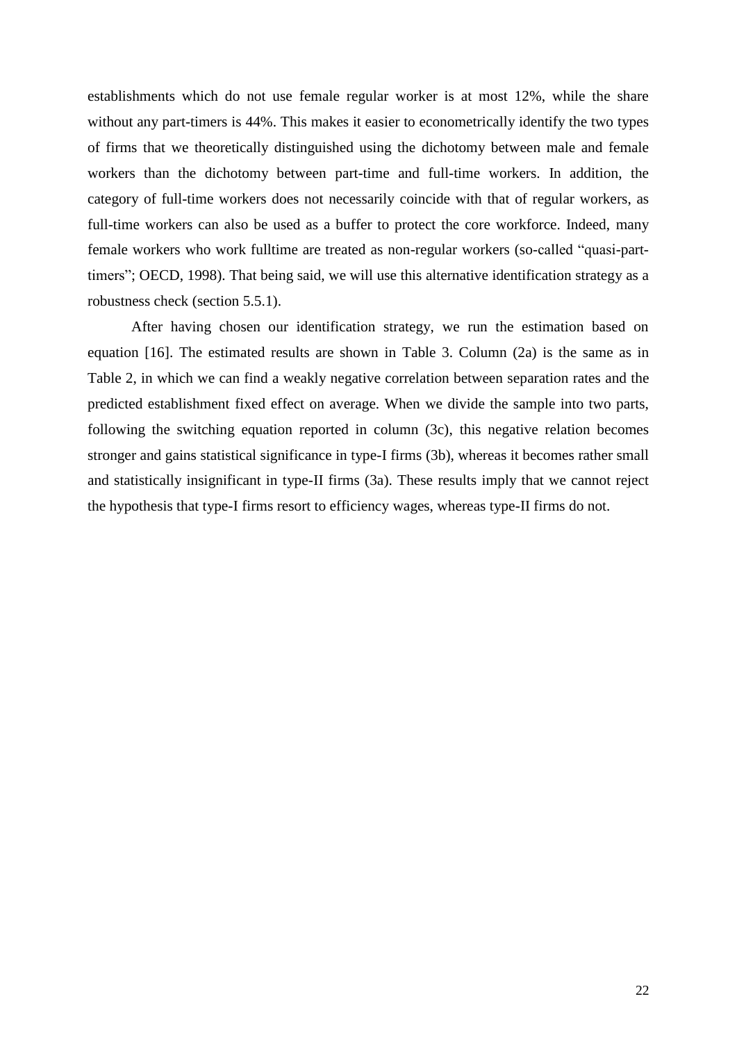establishments which do not use female regular worker is at most 12%, while the share without any part-timers is 44%. This makes it easier to econometrically identify the two types of firms that we theoretically distinguished using the dichotomy between male and female workers than the dichotomy between part-time and full-time workers. In addition, the category of full-time workers does not necessarily coincide with that of regular workers, as full-time workers can also be used as a buffer to protect the core workforce. Indeed, many female workers who work fulltime are treated as non-regular workers (so-called "quasi-part-timers"; OECD, 1998). That being said, we will use this alternative identification strategy as a robustness check (section 5.5.1).

After having chosen our identification strategy, we run the estimation based on equation [16]. The estimated results are shown in Table 3. Column (2a) is the same as in Table 2, in which we can find a weakly negative correlation between separation rates and the predicted establishment fixed effect on average. When we divide the sample into two parts, following the switching equation reported in column (3c), this negative relation becomes stronger and gains statistical significance in type-I firms (3b), whereas it becomes rather small and statistically insignificant in type-II firms (3a). These results imply that we cannot reject the hypothesis that type-I firms resort to efficiency wages, whereas type-II firms do not.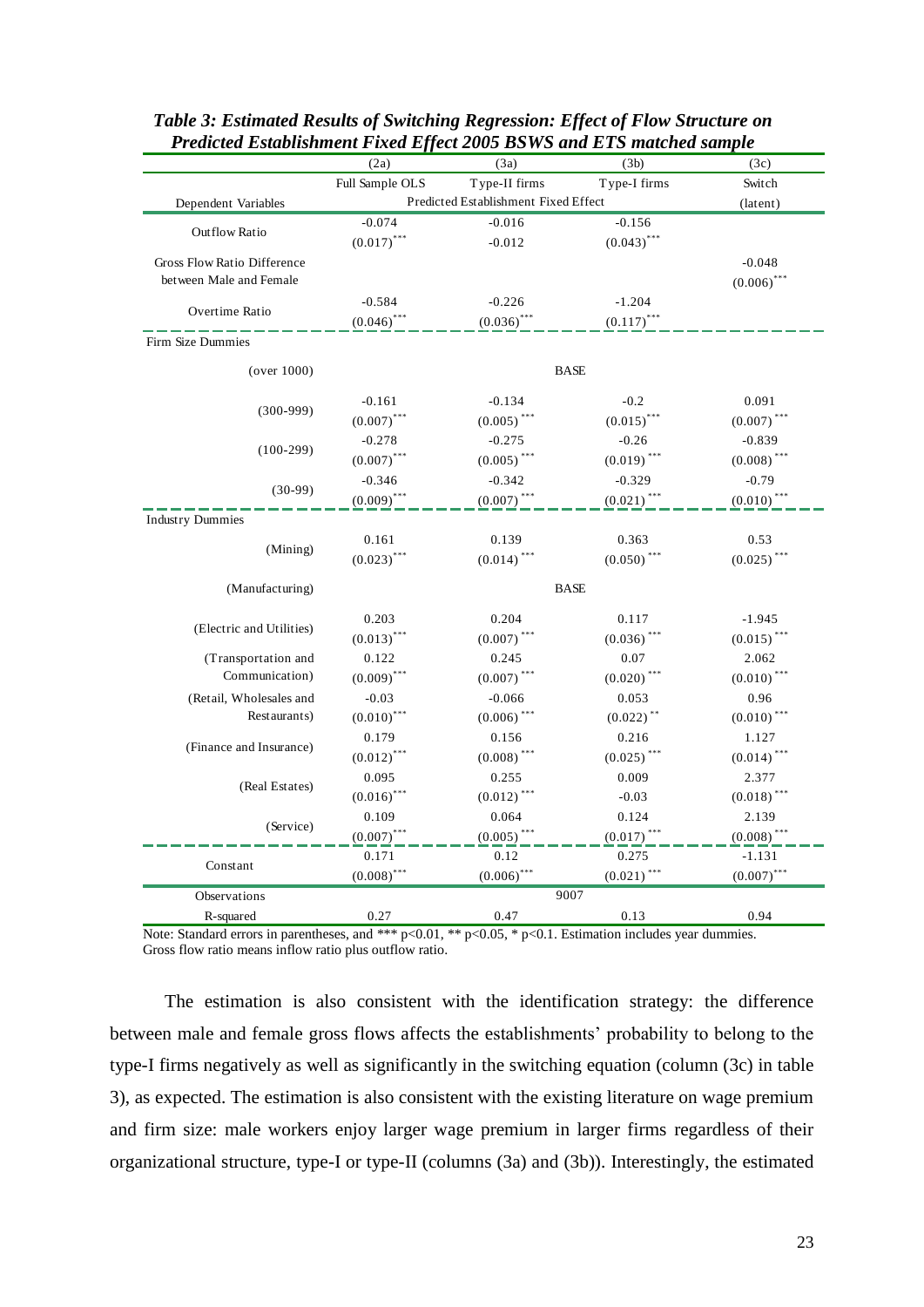*Table 3: Estimated Results of Switching Regression: Effect of Flow Structure on Predicted Establishment Fixed Effect 2005 BSWS and ETS matched sample*

| | (2a) | (3a) | (3b) | (3c) |
|---|---|---|---|---|
| | Full Sample OLS | Type-II firms | Type-I firms | Switch |
| Dependent Variables | Predicted Establishment Fixed Effect | | | (latent) |
| Outflow Ratio | -0.074 | -0.016 | -0.156 | |
| | (0.017)*** | -0.012 | (0.043)*** | |
| Gross Flow Ratio Difference between Male and Female | | | | -0.048 |
| | | | | (0.006)*** |
| Overtime Ratio | -0.584 | -0.226 | -1.204 | |
| | (0.046)*** | (0.036)*** | (0.117)*** | |
| Firm Size Dummies | | | | |
| (over 1000) | BASE | | | |
| (300-999) | -0.161 | -0.134 | -0.2 | 0.091 |
| | (0.007)*** | (0.005)*** | (0.015)*** | (0.007)*** |
| (100-299) | -0.278 | -0.275 | -0.26 | -0.839 |
| | (0.007)*** | (0.005)*** | (0.019)*** | (0.008)*** |
| (30-99) | -0.346 | -0.342 | -0.329 | -0.79 |
| | (0.009)*** | (0.007)*** | (0.021)*** | (0.010)*** |
| Industry Dummies | | | | |
| (Mining) | 0.161 | 0.139 | 0.363 | 0.53 |
| | (0.023)*** | (0.014)*** | (0.050)*** | (0.025)*** |
| (Manufacturing) | BASE | | | |
| (Electric and Utilities) | 0.203 | 0.204 | 0.117 | -1.945 |
| | (0.013)*** | (0.007)*** | (0.036)*** | (0.015)*** |
| (Transportation and Communication) | 0.122 | 0.245 | 0.07 | 2.062 |
| | (0.009)*** | (0.007)*** | (0.020)*** | (0.010)*** |
| (Retail, Wholesales and Restaurants) | -0.03 | -0.066 | 0.053 | 0.96 |
| | (0.010)*** | (0.006)*** | (0.022)** | (0.010)*** |
| (Finance and Insurance) | 0.179 | 0.156 | 0.216 | 1.127 |
| | (0.012)*** | (0.008)*** | (0.025)*** | (0.014)*** |
| (Real Estates) | 0.095 | 0.255 | 0.009 | 2.377 |
| | (0.016)*** | (0.012)*** | -0.03 | (0.018)*** |
| (Service) | 0.109 | 0.064 | 0.124 | 2.139 |
| | (0.007)*** | (0.005)*** | (0.017)*** | (0.008)*** |
| Constant | 0.171 | 0.12 | 0.275 | -1.131 |
| | (0.008)*** | (0.006)*** | (0.021)*** | (0.007)*** |
| Observations | 9007 | | | |
| R-squared | 0.27 | 0.47 | 0.13 | 0.94 |

Note: Standard errors in parentheses, and *** p<0.01, ** p<0.05, * p<0.1. Estimation includes year dummies. Gross flow ratio means inflow ratio plus outflow ratio.

The estimation is also consistent with the identification strategy: the difference between male and female gross flows affects the establishments' probability to belong to the type-I firms negatively as well as significantly in the switching equation (column (3c) in table 3), as expected. The estimation is also consistent with the existing literature on wage premium and firm size: male workers enjoy larger wage premium in larger firms regardless of their organizational structure, type-I or type-II (columns (3a) and (3b)). Interestingly, the estimated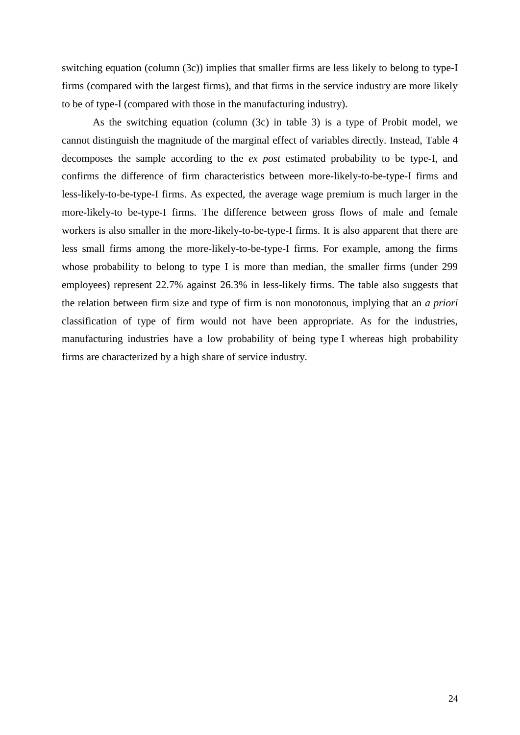switching equation (column (3c)) implies that smaller firms are less likely to belong to type-I firms (compared with the largest firms), and that firms in the service industry are more likely to be of type-I (compared with those in the manufacturing industry).

As the switching equation (column (3c) in table 3) is a type of Probit model, we cannot distinguish the magnitude of the marginal effect of variables directly. Instead, Table 4 decomposes the sample according to the *ex post* estimated probability to be type-I, and confirms the difference of firm characteristics between more-likely-to-be-type-I firms and less-likely-to-be-type-I firms. As expected, the average wage premium is much larger in the more-likely-to be-type-I firms. The difference between gross flows of male and female workers is also smaller in the more-likely-to-be-type-I firms. It is also apparent that there are less small firms among the more-likely-to-be-type-I firms. For example, among the firms whose probability to belong to type I is more than median, the smaller firms (under 299 employees) represent 22.7% against 26.3% in less-likely firms. The table also suggests that the relation between firm size and type of firm is non monotonous, implying that an *a priori* classification of type of firm would not have been appropriate. As for the industries, manufacturing industries have a low probability of being type I whereas high probability firms are characterized by a high share of service industry.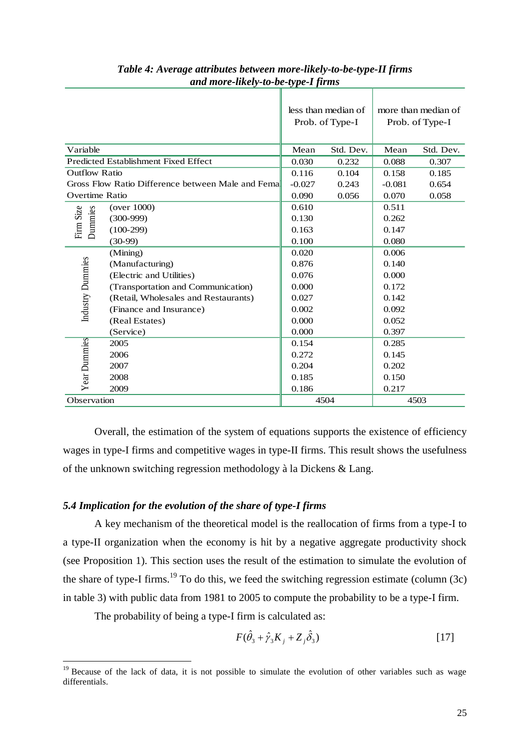***Table 4: Average attributes between more-likely-to-be-type-II firms and more-likely-to-be-type-I firms***

| | | less than median of Prob. of Type-I | | more than median of Prob. of Type-I | |
|---|---|---|---|---|---|
| Variable | | Mean | Std. Dev. | Mean | Std. Dev. |
| Predicted Establishment Fixed Effect | | 0.030 | 0.232 | 0.088 | 0.307 |
| Outflow Ratio | | 0.116 | 0.104 | 0.158 | 0.185 |
| Gross Flow Ratio Difference between Male and Femal | | -0.027 | 0.243 | -0.081 | 0.654 |
| Overtime Ratio | | 0.090 | 0.056 | 0.070 | 0.058 |
| Firm Size Dummies | (over 1000) | 0.610 | | 0.511 | |
| | (300-999) | 0.130 | | 0.262 | |
| | (100-299) | 0.163 | | 0.147 | |
| | (30-99) | 0.100 | | 0.080 | |
| Industry Dummies | (Mining) | 0.020 | | 0.006 | |
| | (Manufacturing) | 0.876 | | 0.140 | |
| | (Electric and Utilities) | 0.076 | | 0.000 | |
| | (Transportation and Communication) | 0.000 | | 0.172 | |
| | (Retail, Wholesales and Restaurants) | 0.027 | | 0.142 | |
| | (Finance and Insurance) | 0.002 | | 0.092 | |
| | (Real Estates) | 0.000 | | 0.052 | |
| | (Service) | 0.000 | | 0.397 | |
| Year Dummies | 2005 | 0.154 | | 0.285 | |
| | 2006 | 0.272 | | 0.145 | |
| | 2007 | 0.204 | | 0.202 | |
| | 2008 | 0.185 | | 0.150 | |
| | 2009 | 0.186 | | 0.217 | |
| Observation | | 4504 | | 4503 | |

Overall, the estimation of the system of equations supports the existence of efficiency wages in type-I firms and competitive wages in type-II firms. This result shows the usefulness of the unknown switching regression methodology à la Dickens & Lang.

### *5.4 Implication for the evolution of the share of type-I firms*

A key mechanism of the theoretical model is the reallocation of firms from a type-I to a type-II organization when the economy is hit by a negative aggregate productivity shock (see Proposition 1). This section uses the result of the estimation to simulate the evolution of the share of type-I firms.[19] To do this, we feed the switching regression estimate (column (3c) in table 3) with public data from 1981 to 2005 to compute the probability to be a type-I firm.

The probability of being a type-I firm is calculated as:

$$F(\hat{\theta}_3 + \hat{\gamma}_3 K_j + Z_j \hat{\delta}_3) \qquad [17]$$

[19] Because of the lack of data, it is not possible to simulate the evolution of other variables such as wage differentials.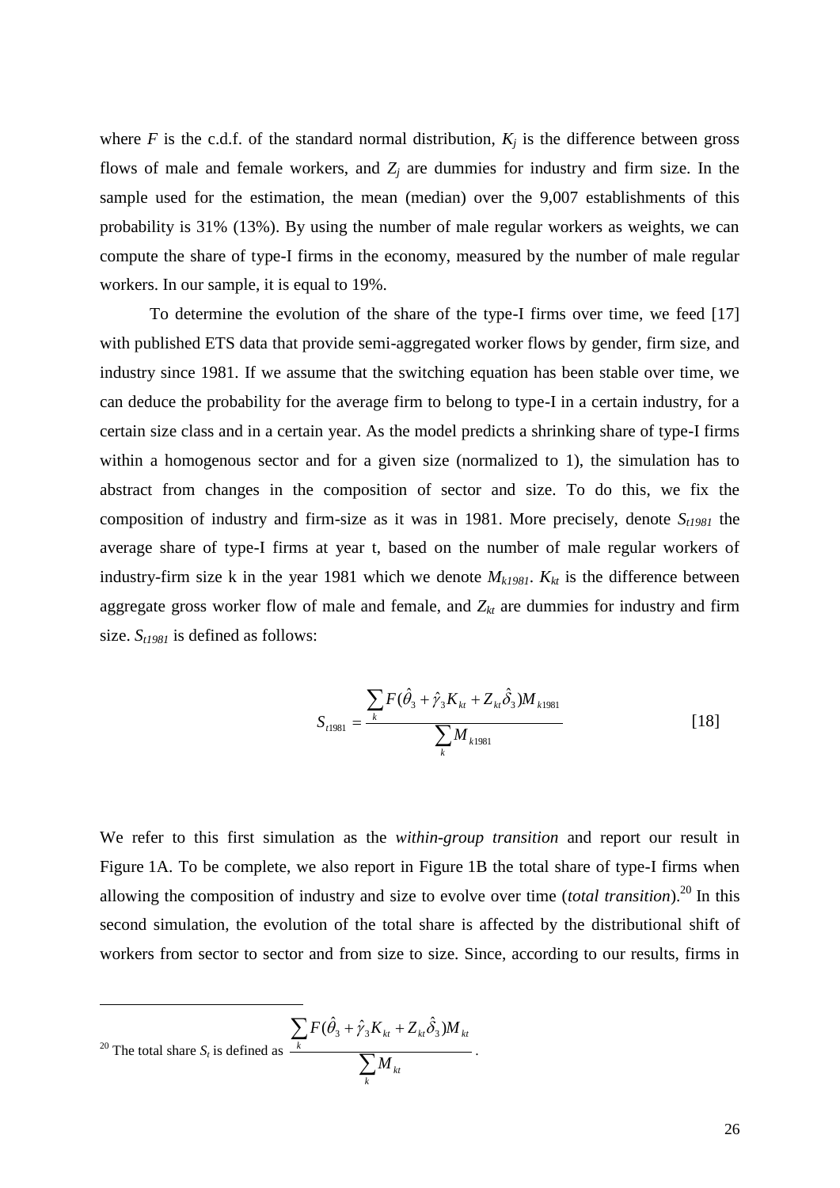where $F$ is the c.d.f. of the standard normal distribution, $K_j$ is the difference between gross flows of male and female workers, and $Z_j$ are dummies for industry and firm size. In the sample used for the estimation, the mean (median) over the 9,007 establishments of this probability is 31% (13%). By using the number of male regular workers as weights, we can compute the share of type-I firms in the economy, measured by the number of male regular workers. In our sample, it is equal to 19%.

To determine the evolution of the share of the type-I firms over time, we feed [17] with published ETS data that provide semi-aggregated worker flows by gender, firm size, and industry since 1981. If we assume that the switching equation has been stable over time, we can deduce the probability for the average firm to belong to type-I in a certain industry, for a certain size class and in a certain year. As the model predicts a shrinking share of type-I firms within a homogenous sector and for a given size (normalized to 1), the simulation has to abstract from changes in the composition of sector and size. To do this, we fix the composition of industry and firm-size as it was in 1981. More precisely, denote $S_{t1981}$ the average share of type-I firms at year t, based on the number of male regular workers of industry-firm size k in the year 1981 which we denote $M_{k1981}$. $K_{kt}$ is the difference between aggregate gross worker flow of male and female, and $Z_{kt}$ are dummies for industry and firm size. $S_{t1981}$ is defined as follows:

$$S_{t1981} = \frac{\sum_k F(\hat{\theta}_3 + \hat{\gamma}_3 K_{kt} + Z_{kt}\hat{\delta}_3) M_{k1981}}{\sum_k M_{k1981}} \qquad [18]$$

We refer to this first simulation as the *within-group transition* and report our result in Figure 1A. To be complete, we also report in Figure 1B the total share of type-I firms when allowing the composition of industry and size to evolve over time (*total transition*).[20] In this second simulation, the evolution of the total share is affected by the distributional shift of workers from sector to sector and from size to size. Since, according to our results, firms in

---

[20] The total share $S_t$ is defined as $\dfrac{\sum_k F(\hat{\theta}_3 + \hat{\gamma}_3 K_{kt} + Z_{kt}\hat{\delta}_3) M_{kt}}{\sum_k M_{kt}}$.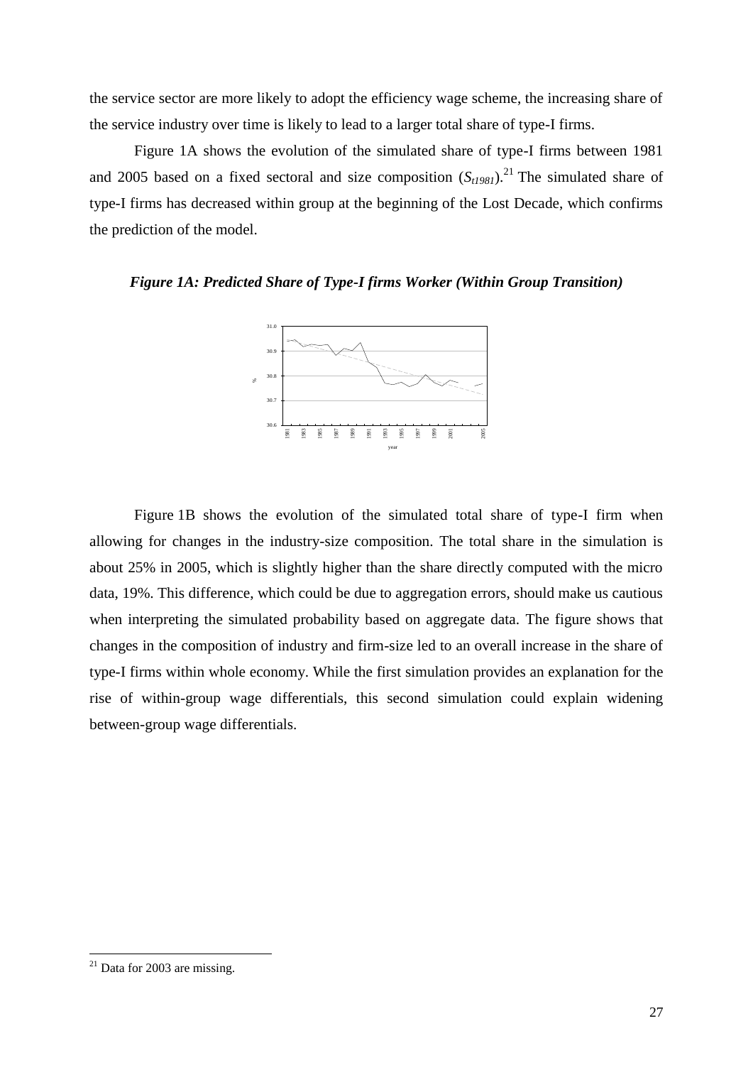the service sector are more likely to adopt the efficiency wage scheme, the increasing share of the service industry over time is likely to lead to a larger total share of type-I firms.

Figure 1A shows the evolution of the simulated share of type-I firms between 1981 and 2005 based on a fixed sectoral and size composition ($S_{t1981}$).[21] The simulated share of type-I firms has decreased within group at the beginning of the Lost Decade, which confirms the prediction of the model.

***Figure 1A: Predicted Share of Type-I firms Worker (Within Group Transition)***

Figure 1B shows the evolution of the simulated total share of type-I firm when allowing for changes in the industry-size composition. The total share in the simulation is about 25% in 2005, which is slightly higher than the share directly computed with the micro data, 19%. This difference, which could be due to aggregation errors, should make us cautious when interpreting the simulated probability based on aggregate data. The figure shows that changes in the composition of industry and firm-size led to an overall increase in the share of type-I firms within whole economy. While the first simulation provides an explanation for the rise of within-group wage differentials, this second simulation could explain widening between-group wage differentials.

[21] Data for 2003 are missing.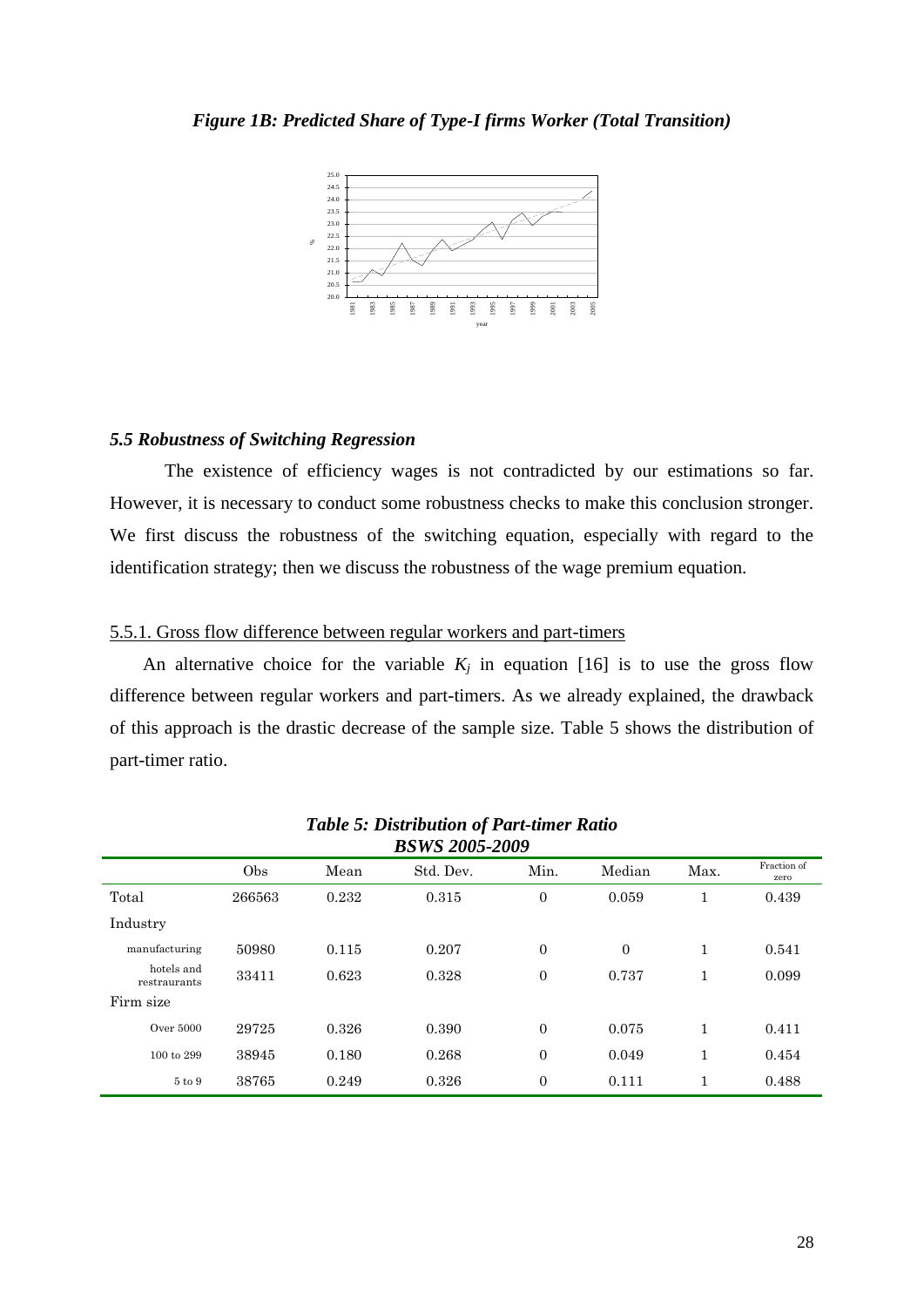*Figure 1B: Predicted Share of Type-I firms Worker (Total Transition)*

### *5.5 Robustness of Switching Regression*

The existence of efficiency wages is not contradicted by our estimations so far. However, it is necessary to conduct some robustness checks to make this conclusion stronger. We first discuss the robustness of the switching equation, especially with regard to the identification strategy; then we discuss the robustness of the wage premium equation.

#### 5.5.1. Gross flow difference between regular workers and part-timers

An alternative choice for the variable $K_j$ in equation [16] is to use the gross flow difference between regular workers and part-timers. As we already explained, the drawback of this approach is the drastic decrease of the sample size. Table 5 shows the distribution of part-timer ratio.

*Table 5: Distribution of Part-timer Ratio*
*BSWS 2005-2009*

| | Obs | Mean | Std. Dev. | Min. | Median | Max. | Fraction of zero |
|---|---|---|---|---|---|---|---|
| Total | 266563 | 0.232 | 0.315 | 0 | 0.059 | 1 | 0.439 |
| Industry | | | | | | | |
| manufacturing | 50980 | 0.115 | 0.207 | 0 | 0 | 1 | 0.541 |
| hotels and restaurants | 33411 | 0.623 | 0.328 | 0 | 0.737 | 1 | 0.099 |
| Firm size | | | | | | | |
| Over 5000 | 29725 | 0.326 | 0.390 | 0 | 0.075 | 1 | 0.411 |
| 100 to 299 | 38945 | 0.180 | 0.268 | 0 | 0.049 | 1 | 0.454 |
| 5 to 9 | 38765 | 0.249 | 0.326 | 0 | 0.111 | 1 | 0.488 |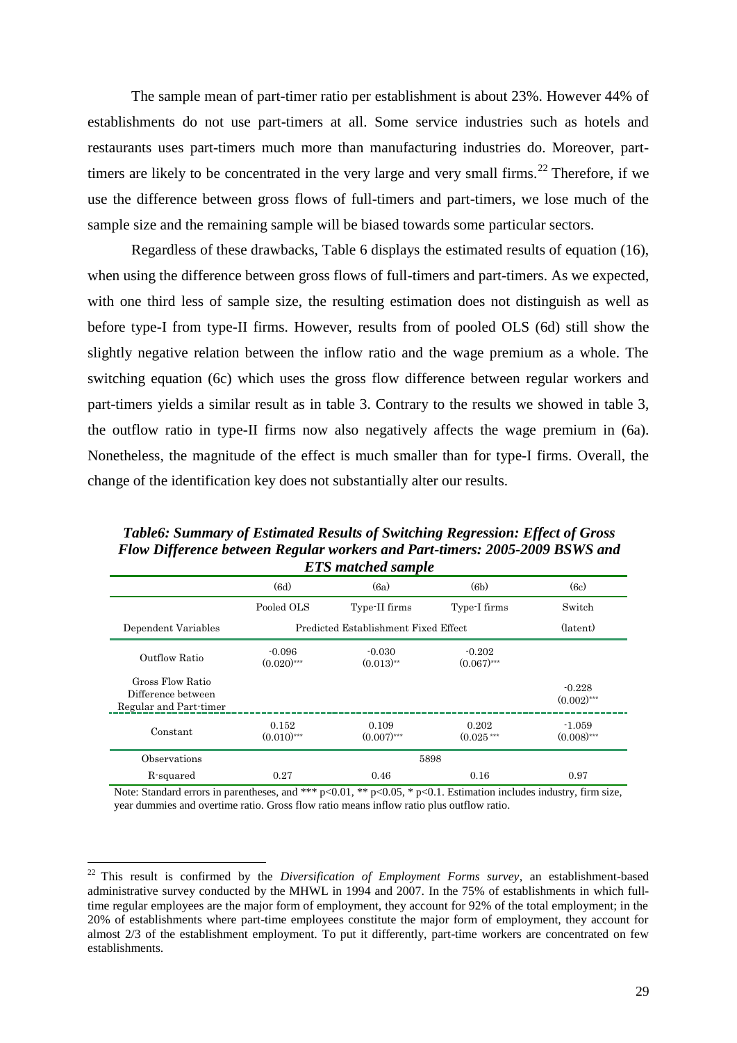The sample mean of part-timer ratio per establishment is about 23%. However 44% of establishments do not use part-timers at all. Some service industries such as hotels and restaurants uses part-timers much more than manufacturing industries do. Moreover, part-timers are likely to be concentrated in the very large and very small firms.[22] Therefore, if we use the difference between gross flows of full-timers and part-timers, we lose much of the sample size and the remaining sample will be biased towards some particular sectors.

Regardless of these drawbacks, Table 6 displays the estimated results of equation (16), when using the difference between gross flows of full-timers and part-timers. As we expected, with one third less of sample size, the resulting estimation does not distinguish as well as before type-I from type-II firms. However, results from of pooled OLS (6d) still show the slightly negative relation between the inflow ratio and the wage premium as a whole. The switching equation (6c) which uses the gross flow difference between regular workers and part-timers yields a similar result as in table 3. Contrary to the results we showed in table 3, the outflow ratio in type-II firms now also negatively affects the wage premium in (6a). Nonetheless, the magnitude of the effect is much smaller than for type-I firms. Overall, the change of the identification key does not substantially alter our results.

***Table6: Summary of Estimated Results of Switching Regression: Effect of Gross Flow Difference between Regular workers and Part-timers: 2005-2009 BSWS and ETS matched sample***

| | (6d) | (6a) | (6b) | (6c) |
|---|---|---|---|---|
| | Pooled OLS | Type-II firms | Type-I firms | Switch |
| Dependent Variables | Predicted Establishment Fixed Effect | | | (latent) |
| Outflow Ratio | -0.096 (0.020)*** | -0.030 (0.013)** | -0.202 (0.067)*** | |
| Gross Flow Ratio Difference between Regular and Part-timer | | | | -0.228 (0.002)*** |
| Constant | 0.152 (0.010)*** | 0.109 (0.007)*** | 0.202 (0.025 *** | -1.059 (0.008)*** |
| Observations | 5898 | | | |
| R-squared | 0.27 | 0.46 | 0.16 | 0.97 |

Note: Standard errors in parentheses, and *** p<0.01, ** p<0.05, * p<0.1. Estimation includes industry, firm size, year dummies and overtime ratio. Gross flow ratio means inflow ratio plus outflow ratio.

[22] This result is confirmed by the *Diversification of Employment Forms survey*, an establishment-based administrative survey conducted by the MHWL in 1994 and 2007. In the 75% of establishments in which full-time regular employees are the major form of employment, they account for 92% of the total employment; in the 20% of establishments where part-time employees constitute the major form of employment, they account for almost 2/3 of the establishment employment. To put it differently, part-time workers are concentrated on few establishments.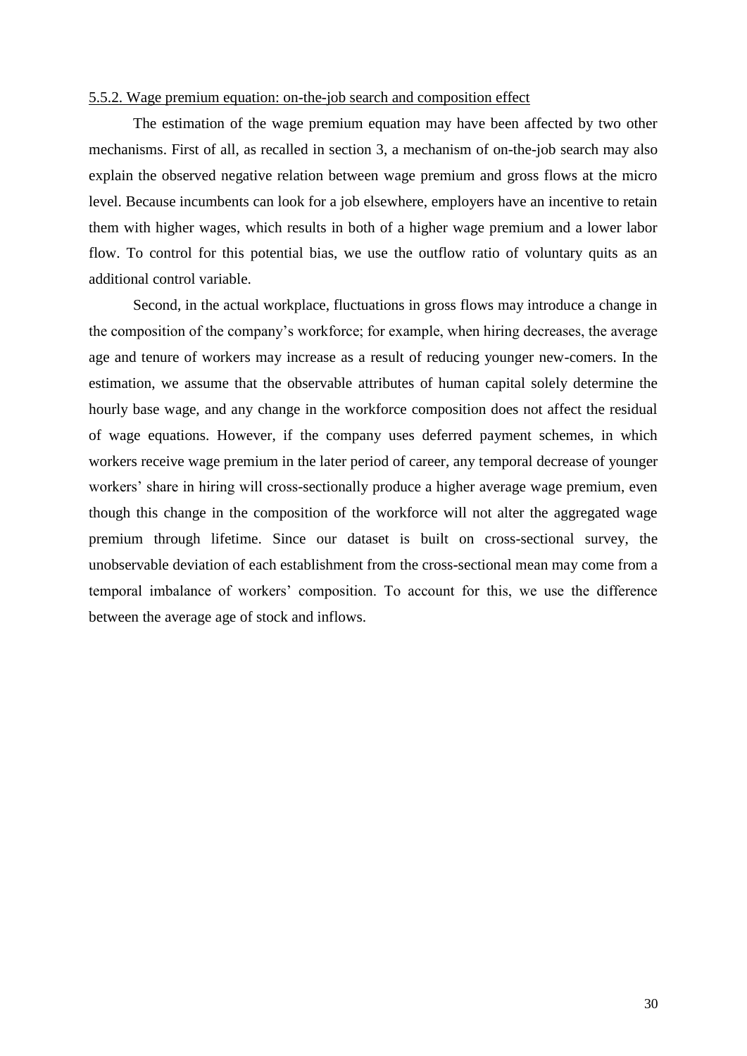5.5.2. Wage premium equation: on-the-job search and composition effect

The estimation of the wage premium equation may have been affected by two other mechanisms. First of all, as recalled in section 3, a mechanism of on-the-job search may also explain the observed negative relation between wage premium and gross flows at the micro level. Because incumbents can look for a job elsewhere, employers have an incentive to retain them with higher wages, which results in both of a higher wage premium and a lower labor flow. To control for this potential bias, we use the outflow ratio of voluntary quits as an additional control variable.

Second, in the actual workplace, fluctuations in gross flows may introduce a change in the composition of the company's workforce; for example, when hiring decreases, the average age and tenure of workers may increase as a result of reducing younger new-comers. In the estimation, we assume that the observable attributes of human capital solely determine the hourly base wage, and any change in the workforce composition does not affect the residual of wage equations. However, if the company uses deferred payment schemes, in which workers receive wage premium in the later period of career, any temporal decrease of younger workers' share in hiring will cross-sectionally produce a higher average wage premium, even though this change in the composition of the workforce will not alter the aggregated wage premium through lifetime. Since our dataset is built on cross-sectional survey, the unobservable deviation of each establishment from the cross-sectional mean may come from a temporal imbalance of workers' composition. To account for this, we use the difference between the average age of stock and inflows.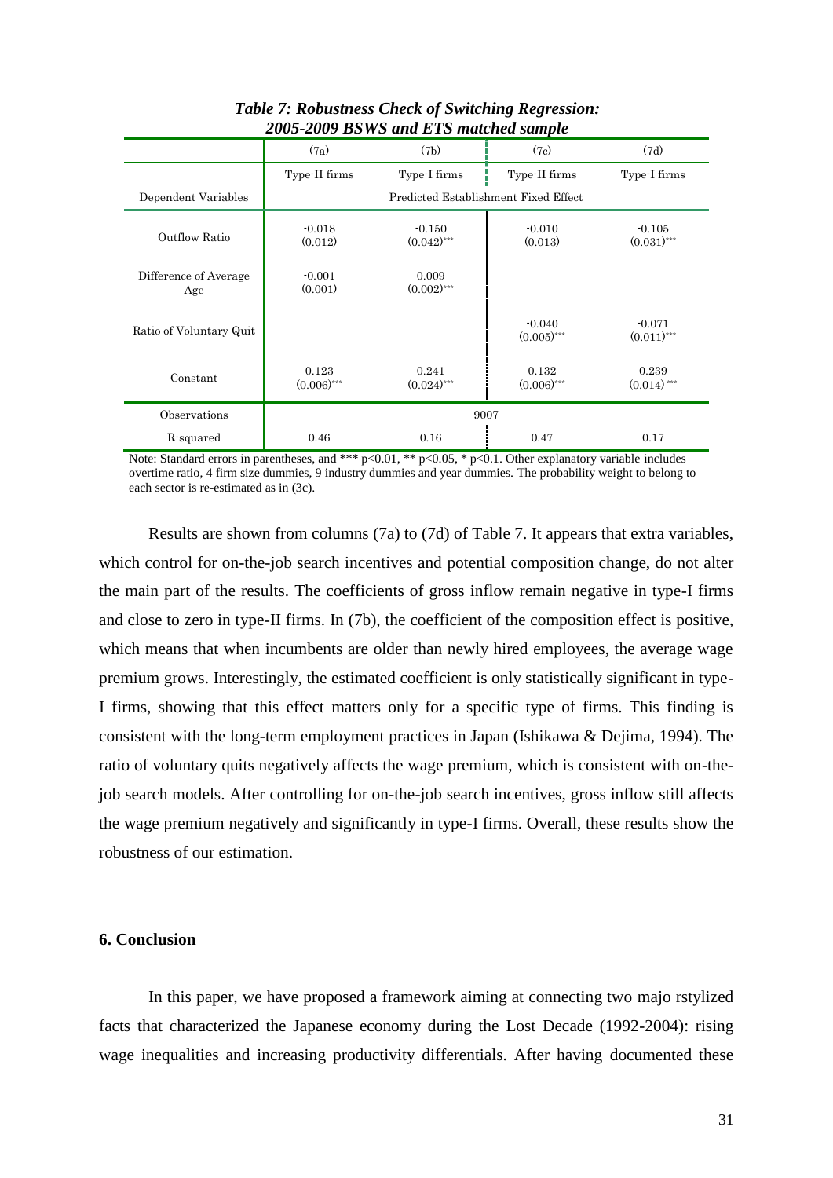**Table 7: Robustness Check of Switching Regression: 2005-2009 BSWS and ETS matched sample**

| | (7a) | (7b) | (7c) | (7d) |
|---|---|---|---|---|
| | Type-II firms | Type-I firms | Type-II firms | Type-I firms |
| Dependent Variables | Predicted Establishment Fixed Effect | | | |
| Outflow Ratio | -0.018<br>(0.012) | -0.150<br>(0.042)*** | -0.010<br>(0.013) | -0.105<br>(0.031)*** |
| Difference of Average Age | -0.001<br>(0.001) | 0.009<br>(0.002)*** | | |
| Ratio of Voluntary Quit | | | -0.040<br>(0.005)*** | -0.071<br>(0.011)*** |
| Constant | 0.123<br>(0.006)*** | 0.241<br>(0.024)*** | 0.132<br>(0.006)*** | 0.239<br>(0.014)*** |
| Observations | 9007 | | | |
| R-squared | 0.46 | 0.16 | 0.47 | 0.17 |

Note: Standard errors in parentheses, and *** p<0.01, ** p<0.05, * p<0.1. Other explanatory variable includes overtime ratio, 4 firm size dummies, 9 industry dummies and year dummies. The probability weight to belong to each sector is re-estimated as in (3c).

Results are shown from columns (7a) to (7d) of Table 7. It appears that extra variables, which control for on-the-job search incentives and potential composition change, do not alter the main part of the results. The coefficients of gross inflow remain negative in type-I firms and close to zero in type-II firms. In (7b), the coefficient of the composition effect is positive, which means that when incumbents are older than newly hired employees, the average wage premium grows. Interestingly, the estimated coefficient is only statistically significant in type-I firms, showing that this effect matters only for a specific type of firms. This finding is consistent with the long-term employment practices in Japan (Ishikawa & Dejima, 1994). The ratio of voluntary quits negatively affects the wage premium, which is consistent with on-the-job search models. After controlling for on-the-job search incentives, gross inflow still affects the wage premium negatively and significantly in type-I firms. Overall, these results show the robustness of our estimation.

## 6. Conclusion

In this paper, we have proposed a framework aiming at connecting two majo rstylized facts that characterized the Japanese economy during the Lost Decade (1992-2004): rising wage inequalities and increasing productivity differentials. After having documented these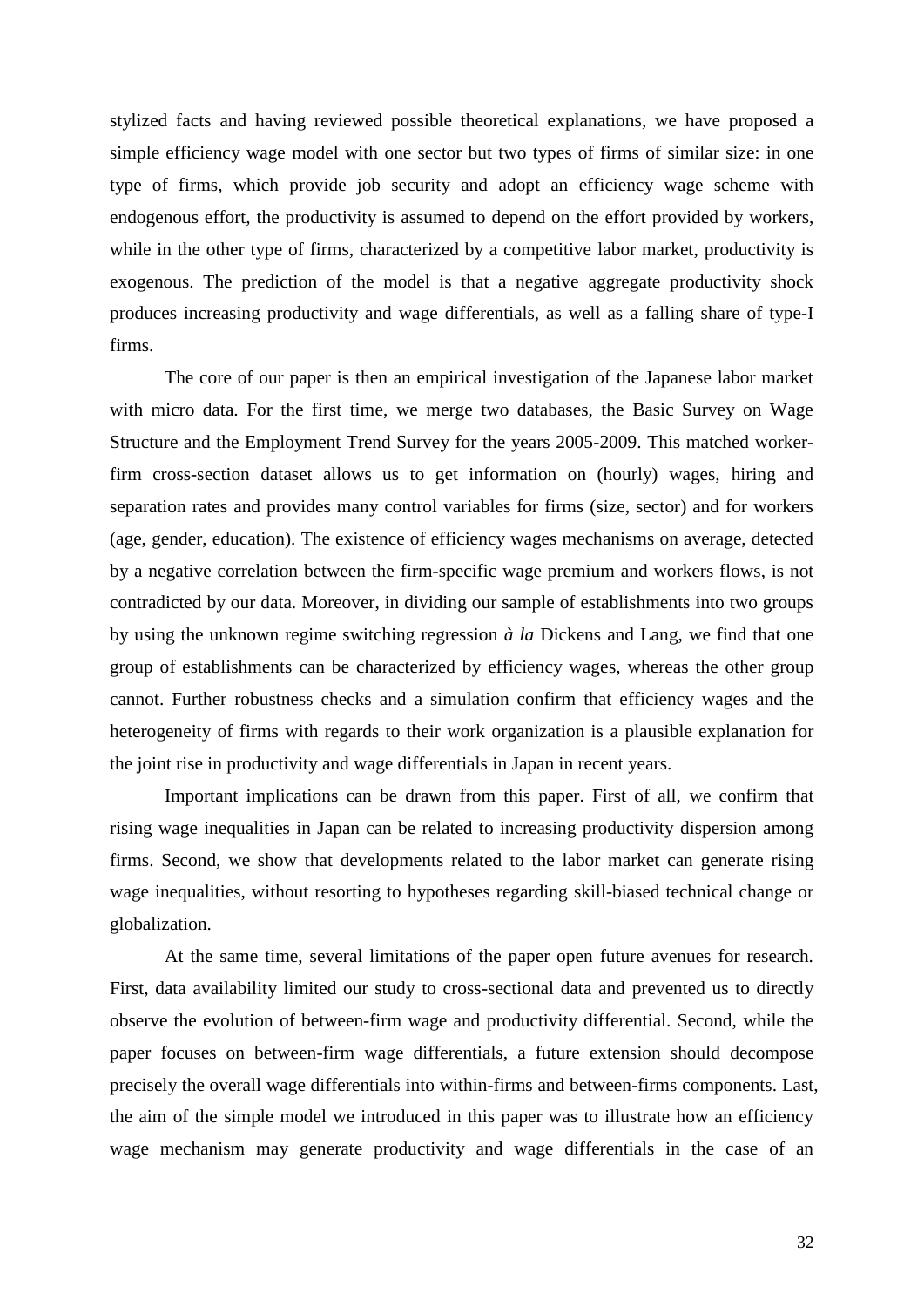stylized facts and having reviewed possible theoretical explanations, we have proposed a simple efficiency wage model with one sector but two types of firms of similar size: in one type of firms, which provide job security and adopt an efficiency wage scheme with endogenous effort, the productivity is assumed to depend on the effort provided by workers, while in the other type of firms, characterized by a competitive labor market, productivity is exogenous. The prediction of the model is that a negative aggregate productivity shock produces increasing productivity and wage differentials, as well as a falling share of type-I firms.

The core of our paper is then an empirical investigation of the Japanese labor market with micro data. For the first time, we merge two databases, the Basic Survey on Wage Structure and the Employment Trend Survey for the years 2005-2009. This matched worker-firm cross-section dataset allows us to get information on (hourly) wages, hiring and separation rates and provides many control variables for firms (size, sector) and for workers (age, gender, education). The existence of efficiency wages mechanisms on average, detected by a negative correlation between the firm-specific wage premium and workers flows, is not contradicted by our data. Moreover, in dividing our sample of establishments into two groups by using the unknown regime switching regression *à la* Dickens and Lang, we find that one group of establishments can be characterized by efficiency wages, whereas the other group cannot. Further robustness checks and a simulation confirm that efficiency wages and the heterogeneity of firms with regards to their work organization is a plausible explanation for the joint rise in productivity and wage differentials in Japan in recent years.

Important implications can be drawn from this paper. First of all, we confirm that rising wage inequalities in Japan can be related to increasing productivity dispersion among firms. Second, we show that developments related to the labor market can generate rising wage inequalities, without resorting to hypotheses regarding skill-biased technical change or globalization.

At the same time, several limitations of the paper open future avenues for research. First, data availability limited our study to cross-sectional data and prevented us to directly observe the evolution of between-firm wage and productivity differential. Second, while the paper focuses on between-firm wage differentials, a future extension should decompose precisely the overall wage differentials into within-firms and between-firms components. Last, the aim of the simple model we introduced in this paper was to illustrate how an efficiency wage mechanism may generate productivity and wage differentials in the case of an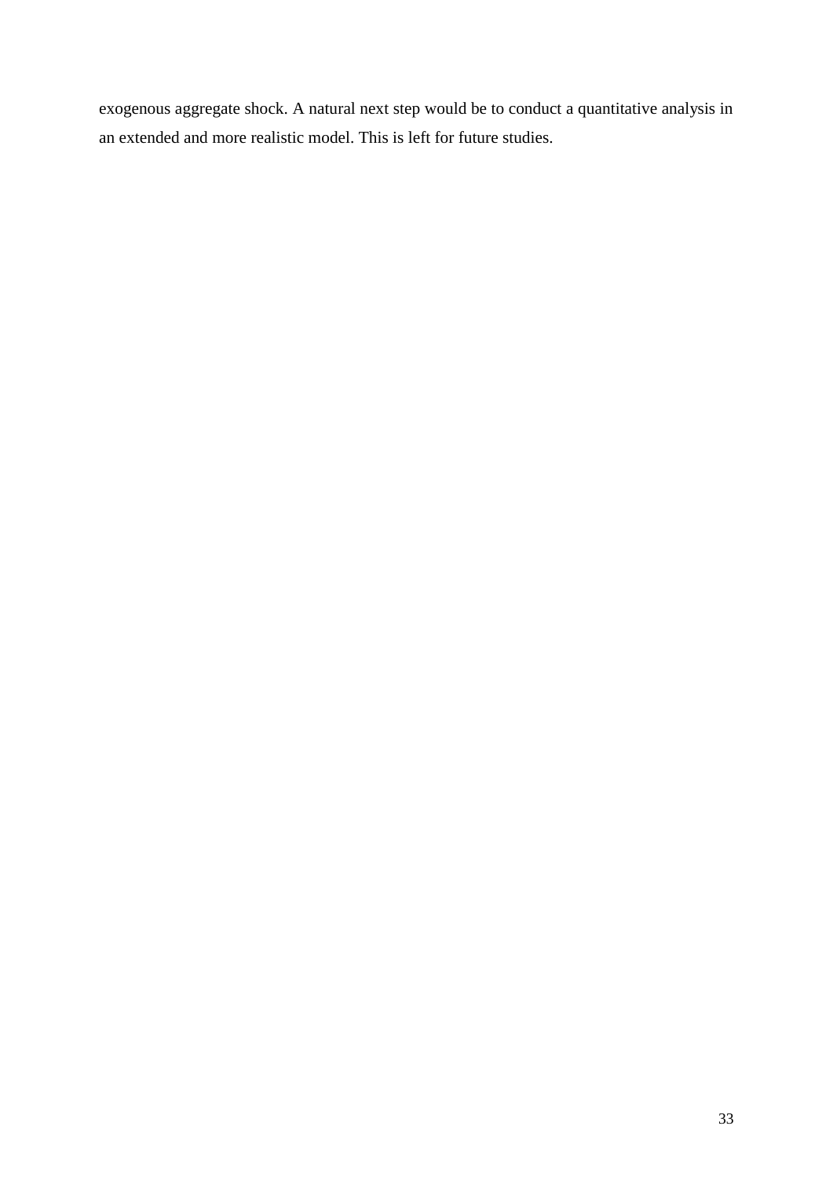exogenous aggregate shock. A natural next step would be to conduct a quantitative analysis in an extended and more realistic model. This is left for future studies.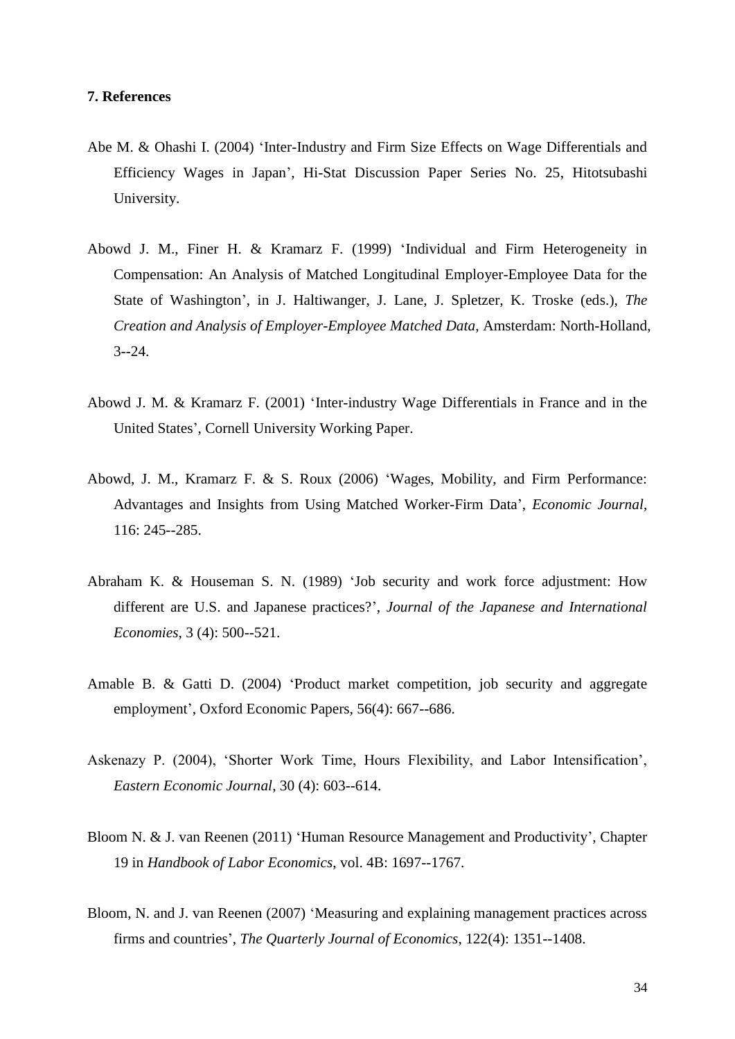**7. References**

Abe M. & Ohashi I. (2004) 'Inter-Industry and Firm Size Effects on Wage Differentials and Efficiency Wages in Japan', Hi-Stat Discussion Paper Series No. 25, Hitotsubashi University.

Abowd J. M., Finer H. & Kramarz F. (1999) 'Individual and Firm Heterogeneity in Compensation: An Analysis of Matched Longitudinal Employer-Employee Data for the State of Washington', in J. Haltiwanger, J. Lane, J. Spletzer, K. Troske (eds.), *The Creation and Analysis of Employer-Employee Matched Data*, Amsterdam: North-Holland, 3--24.

Abowd J. M. & Kramarz F. (2001) 'Inter-industry Wage Differentials in France and in the United States', Cornell University Working Paper.

Abowd, J. M., Kramarz F. & S. Roux (2006) 'Wages, Mobility, and Firm Performance: Advantages and Insights from Using Matched Worker-Firm Data', *Economic Journal*, 116: 245--285.

Abraham K. & Houseman S. N. (1989) 'Job security and work force adjustment: How different are U.S. and Japanese practices?', *Journal of the Japanese and International Economies*, 3 (4): 500--521.

Amable B. & Gatti D. (2004) 'Product market competition, job security and aggregate employment', Oxford Economic Papers, 56(4): 667--686.

Askenazy P. (2004), 'Shorter Work Time, Hours Flexibility, and Labor Intensification', *Eastern Economic Journal*, 30 (4): 603--614.

Bloom N. & J. van Reenen (2011) 'Human Resource Management and Productivity', Chapter 19 in *Handbook of Labor Economics*, vol. 4B: 1697--1767.

Bloom, N. and J. van Reenen (2007) 'Measuring and explaining management practices across firms and countries', *The Quarterly Journal of Economics*, 122(4): 1351--1408.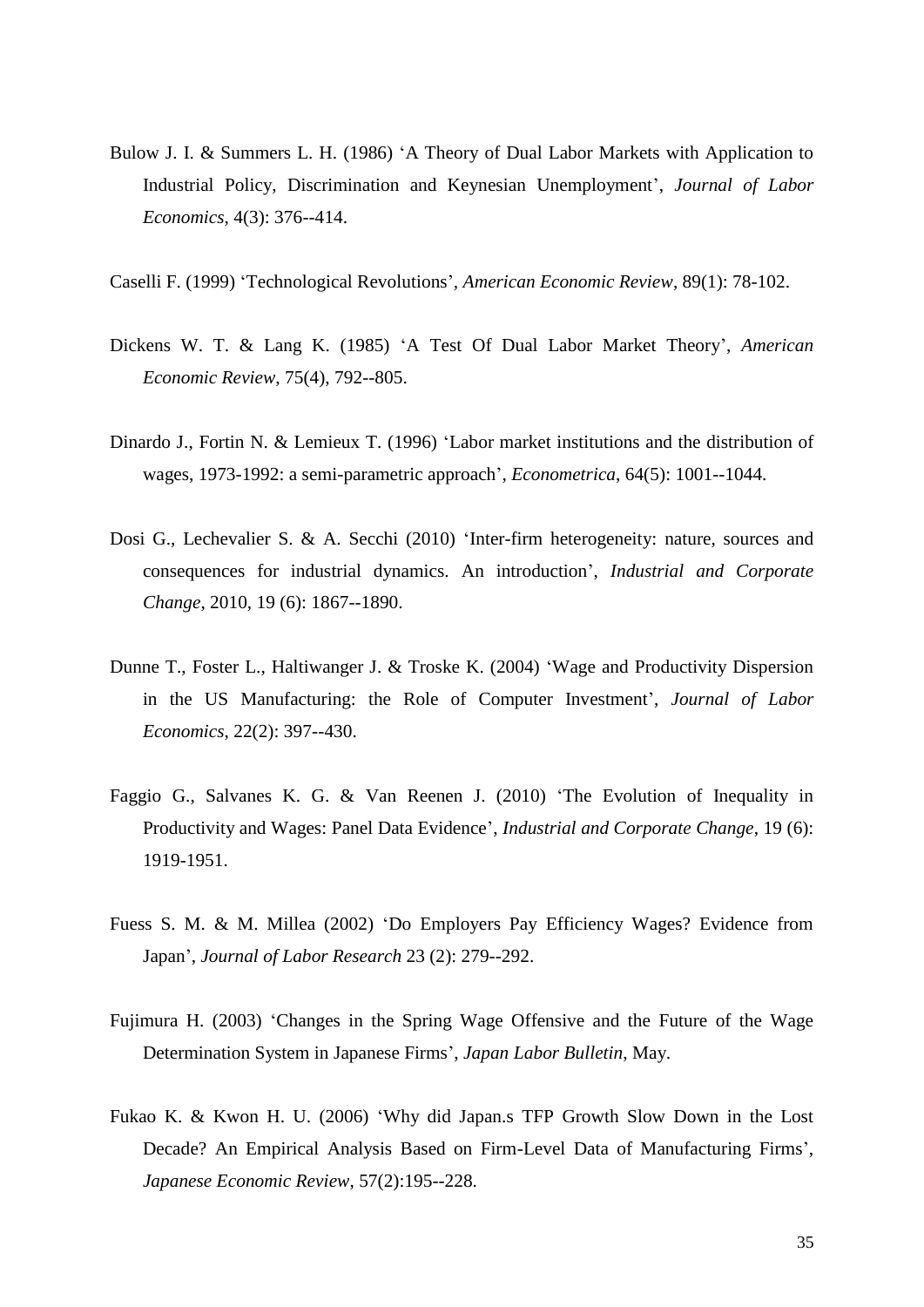Bulow J. I. & Summers L. H. (1986) 'A Theory of Dual Labor Markets with Application to Industrial Policy, Discrimination and Keynesian Unemployment', *Journal of Labor Economics*, 4(3): 376--414.

Caselli F. (1999) 'Technological Revolutions', *American Economic Review*, 89(1): 78-102.

Dickens W. T. & Lang K. (1985) 'A Test Of Dual Labor Market Theory', *American Economic Review*, 75(4), 792--805.

Dinardo J., Fortin N. & Lemieux T. (1996) 'Labor market institutions and the distribution of wages, 1973-1992: a semi-parametric approach', *Econometrica*, 64(5): 1001--1044.

Dosi G., Lechevalier S. & A. Secchi (2010) 'Inter-firm heterogeneity: nature, sources and consequences for industrial dynamics. An introduction', *Industrial and Corporate Change*, 2010, 19 (6): 1867--1890.

Dunne T., Foster L., Haltiwanger J. & Troske K. (2004) 'Wage and Productivity Dispersion in the US Manufacturing: the Role of Computer Investment', *Journal of Labor Economics*, 22(2): 397--430.

Faggio G., Salvanes K. G. & Van Reenen J. (2010) 'The Evolution of Inequality in Productivity and Wages: Panel Data Evidence', *Industrial and Corporate Change*, 19 (6): 1919-1951.

Fuess S. M. & M. Millea (2002) 'Do Employers Pay Efficiency Wages? Evidence from Japan', *Journal of Labor Research* 23 (2): 279--292.

Fujimura H. (2003) 'Changes in the Spring Wage Offensive and the Future of the Wage Determination System in Japanese Firms', *Japan Labor Bulletin*, May.

Fukao K. & Kwon H. U. (2006) 'Why did Japan.s TFP Growth Slow Down in the Lost Decade? An Empirical Analysis Based on Firm-Level Data of Manufacturing Firms', *Japanese Economic Review*, 57(2):195--228.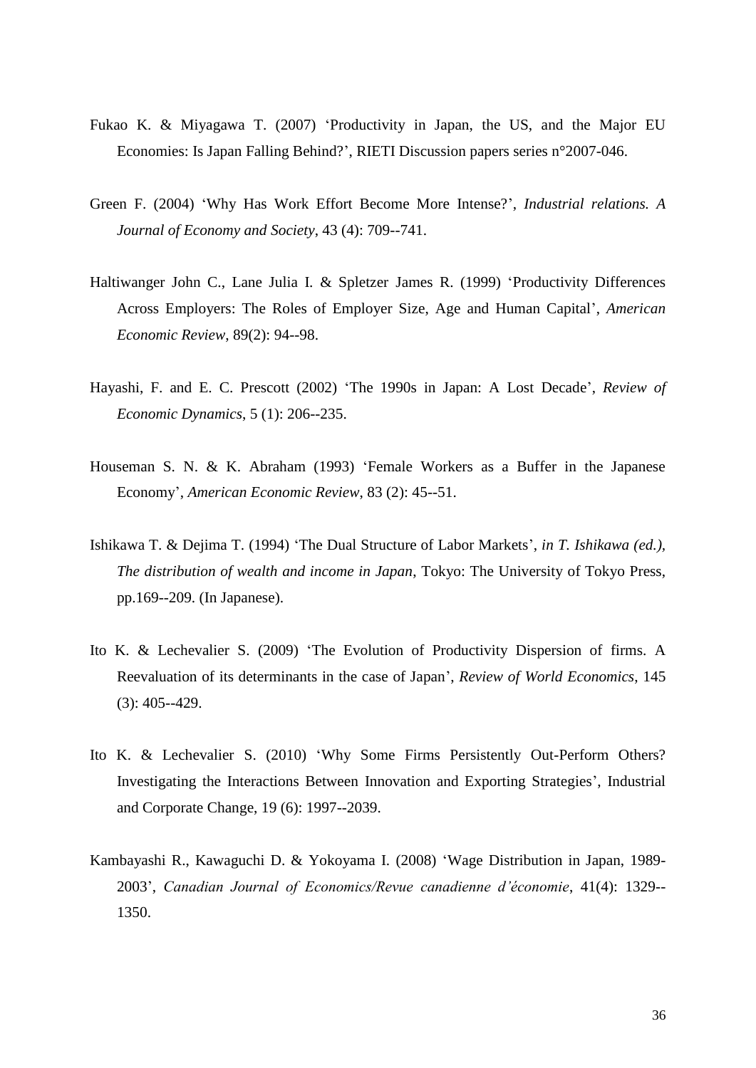Fukao K. & Miyagawa T. (2007) 'Productivity in Japan, the US, and the Major EU Economies: Is Japan Falling Behind?', RIETI Discussion papers series n°2007-046.

Green F. (2004) 'Why Has Work Effort Become More Intense?', *Industrial relations. A Journal of Economy and Society*, 43 (4): 709--741.

Haltiwanger John C., Lane Julia I. & Spletzer James R. (1999) 'Productivity Differences Across Employers: The Roles of Employer Size, Age and Human Capital', *American Economic Review*, 89(2): 94--98.

Hayashi, F. and E. C. Prescott (2002) 'The 1990s in Japan: A Lost Decade', *Review of Economic Dynamics*, 5 (1): 206--235.

Houseman S. N. & K. Abraham (1993) 'Female Workers as a Buffer in the Japanese Economy', *American Economic Review*, 83 (2): 45--51.

Ishikawa T. & Dejima T. (1994) 'The Dual Structure of Labor Markets', *in T. Ishikawa (ed.), The distribution of wealth and income in Japan*, Tokyo: The University of Tokyo Press, pp.169--209. (In Japanese).

Ito K. & Lechevalier S. (2009) 'The Evolution of Productivity Dispersion of firms. A Reevaluation of its determinants in the case of Japan', *Review of World Economics*, 145 (3): 405--429.

Ito K. & Lechevalier S. (2010) 'Why Some Firms Persistently Out-Perform Others? Investigating the Interactions Between Innovation and Exporting Strategies', Industrial and Corporate Change, 19 (6): 1997--2039.

Kambayashi R., Kawaguchi D. & Yokoyama I. (2008) 'Wage Distribution in Japan, 1989-2003', *Canadian Journal of Economics/Revue canadienne d'économie*, 41(4): 1329--1350.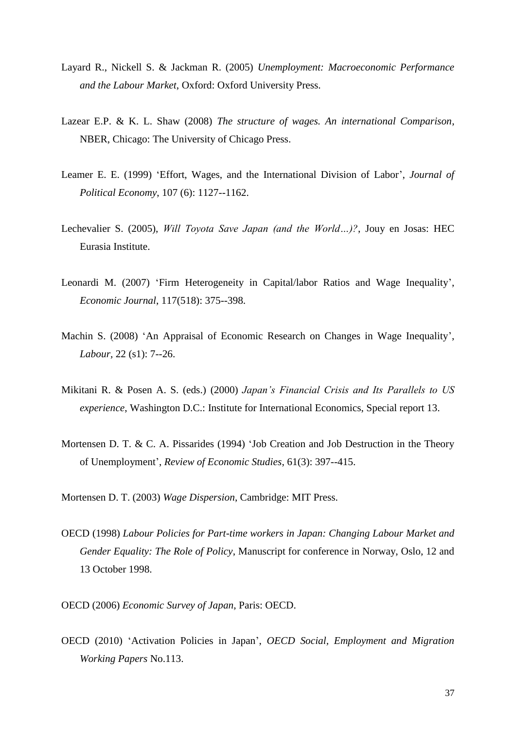Layard R., Nickell S. & Jackman R. (2005) *Unemployment: Macroeconomic Performance and the Labour Market*, Oxford: Oxford University Press.

Lazear E.P. & K. L. Shaw (2008) *The structure of wages. An international Comparison*, NBER, Chicago: The University of Chicago Press.

Leamer E. E. (1999) 'Effort, Wages, and the International Division of Labor', *Journal of Political Economy*, 107 (6): 1127--1162.

Lechevalier S. (2005), *Will Toyota Save Japan (and the World…)?*, Jouy en Josas: HEC Eurasia Institute.

Leonardi M. (2007) 'Firm Heterogeneity in Capital/labor Ratios and Wage Inequality', *Economic Journal*, 117(518): 375--398.

Machin S. (2008) 'An Appraisal of Economic Research on Changes in Wage Inequality', *Labour*, 22 (s1): 7--26.

Mikitani R. & Posen A. S. (eds.) (2000) *Japan's Financial Crisis and Its Parallels to US experience*, Washington D.C.: Institute for International Economics, Special report 13.

Mortensen D. T. & C. A. Pissarides (1994) 'Job Creation and Job Destruction in the Theory of Unemployment', *Review of Economic Studies*, 61(3): 397--415.

Mortensen D. T. (2003) *Wage Dispersion*, Cambridge: MIT Press.

OECD (1998) *Labour Policies for Part-time workers in Japan: Changing Labour Market and Gender Equality: The Role of Policy*, Manuscript for conference in Norway, Oslo, 12 and 13 October 1998.

OECD (2006) *Economic Survey of Japan*, Paris: OECD.

OECD (2010) 'Activation Policies in Japan', *OECD Social, Employment and Migration Working Papers* No.113.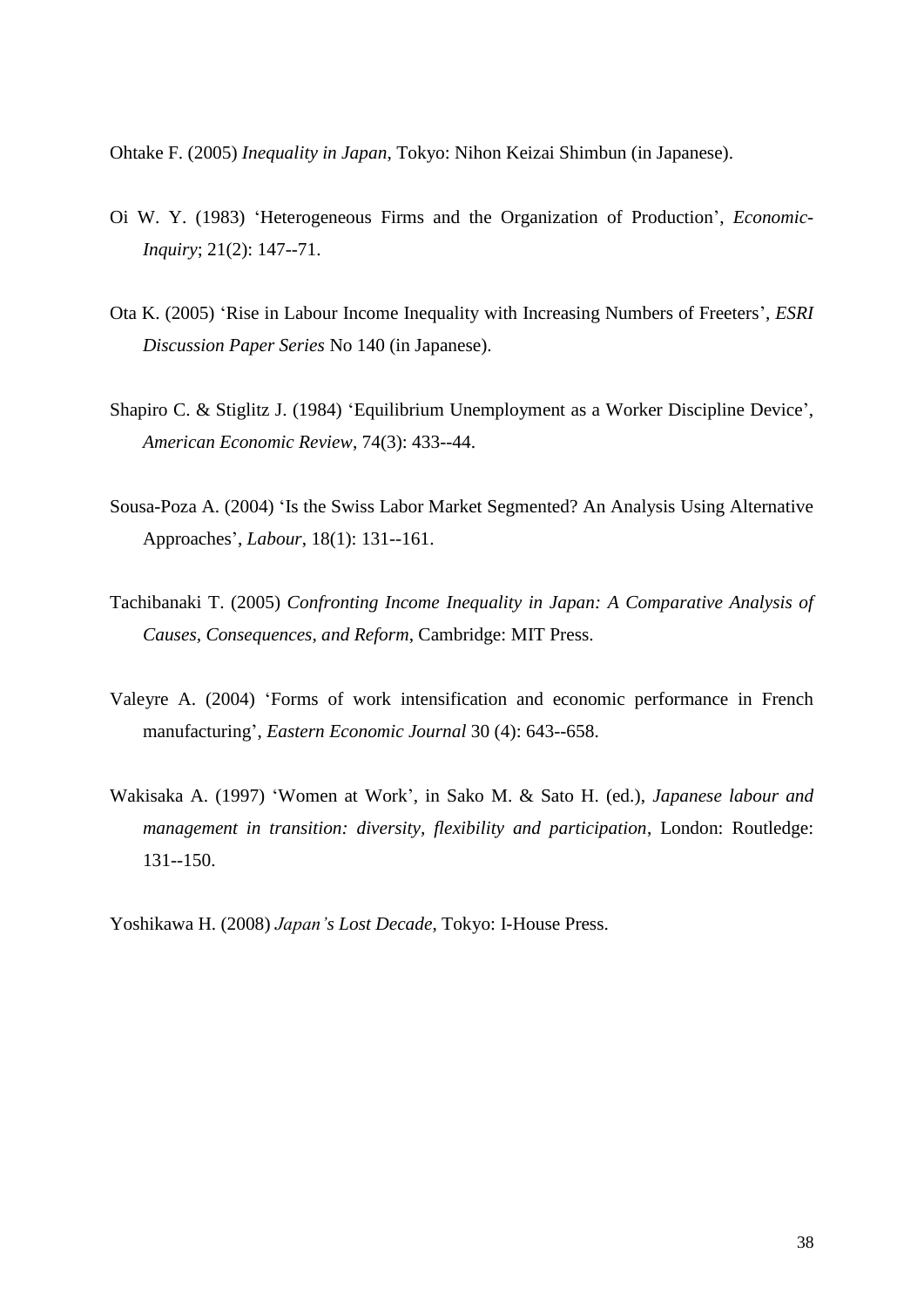Ohtake F. (2005) *Inequality in Japan*, Tokyo: Nihon Keizai Shimbun (in Japanese).

Oi W. Y. (1983) 'Heterogeneous Firms and the Organization of Production', *Economic-Inquiry*; 21(2): 147--71.

Ota K. (2005) 'Rise in Labour Income Inequality with Increasing Numbers of Freeters', *ESRI Discussion Paper Series* No 140 (in Japanese).

Shapiro C. & Stiglitz J. (1984) 'Equilibrium Unemployment as a Worker Discipline Device', *American Economic Review*, 74(3): 433--44.

Sousa-Poza A. (2004) 'Is the Swiss Labor Market Segmented? An Analysis Using Alternative Approaches', *Labour*, 18(1): 131--161.

Tachibanaki T. (2005) *Confronting Income Inequality in Japan: A Comparative Analysis of Causes, Consequences, and Reform*, Cambridge: MIT Press.

Valeyre A. (2004) 'Forms of work intensification and economic performance in French manufacturing', *Eastern Economic Journal* 30 (4): 643--658.

Wakisaka A. (1997) 'Women at Work', in Sako M. & Sato H. (ed.), *Japanese labour and management in transition: diversity, flexibility and participation*, London: Routledge: 131--150.

Yoshikawa H. (2008) *Japan's Lost Decade*, Tokyo: I-House Press.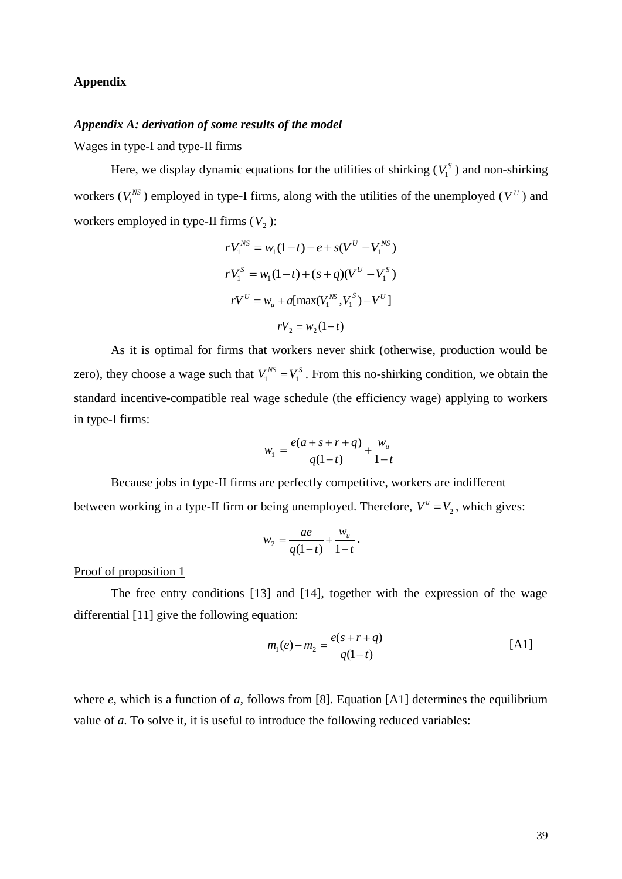## Appendix

### *Appendix A: derivation of some results of the model*

Wages in type-I and type-II firms

Here, we display dynamic equations for the utilities of shirking ($V_1^S$) and non-shirking workers ($V_1^{NS}$) employed in type-I firms, along with the utilities of the unemployed ($V^U$) and workers employed in type-II firms ($V_2$):

$$rV_1^{NS} = w_1(1-t) - e + s(V^U - V_1^{NS})$$

$$rV_1^S = w_1(1-t) + (s+q)(V^U - V_1^S)$$

$$rV^U = w_u + a[\max(V_1^{NS}, V_1^S) - V^U]$$

$$rV_2 = w_2(1-t)$$

As it is optimal for firms that workers never shirk (otherwise, production would be zero), they choose a wage such that $V_1^{NS} = V_1^S$. From this no-shirking condition, we obtain the standard incentive-compatible real wage schedule (the efficiency wage) applying to workers in type-I firms:

$$w_1 = \frac{e(a+s+r+q)}{q(1-t)} + \frac{w_u}{1-t}$$

Because jobs in type-II firms are perfectly competitive, workers are indifferent between working in a type-II firm or being unemployed. Therefore, $V^u = V_2$, which gives:

$$w_2 = \frac{ae}{q(1-t)} + \frac{w_u}{1-t}.$$

Proof of proposition 1

The free entry conditions [13] and [14], together with the expression of the wage differential [11] give the following equation:

$$m_1(e) - m_2 = \frac{e(s+r+q)}{q(1-t)} \qquad \text{[A1]}$$

where *e*, which is a function of *a*, follows from [8]. Equation [A1] determines the equilibrium value of *a*. To solve it, it is useful to introduce the following reduced variables: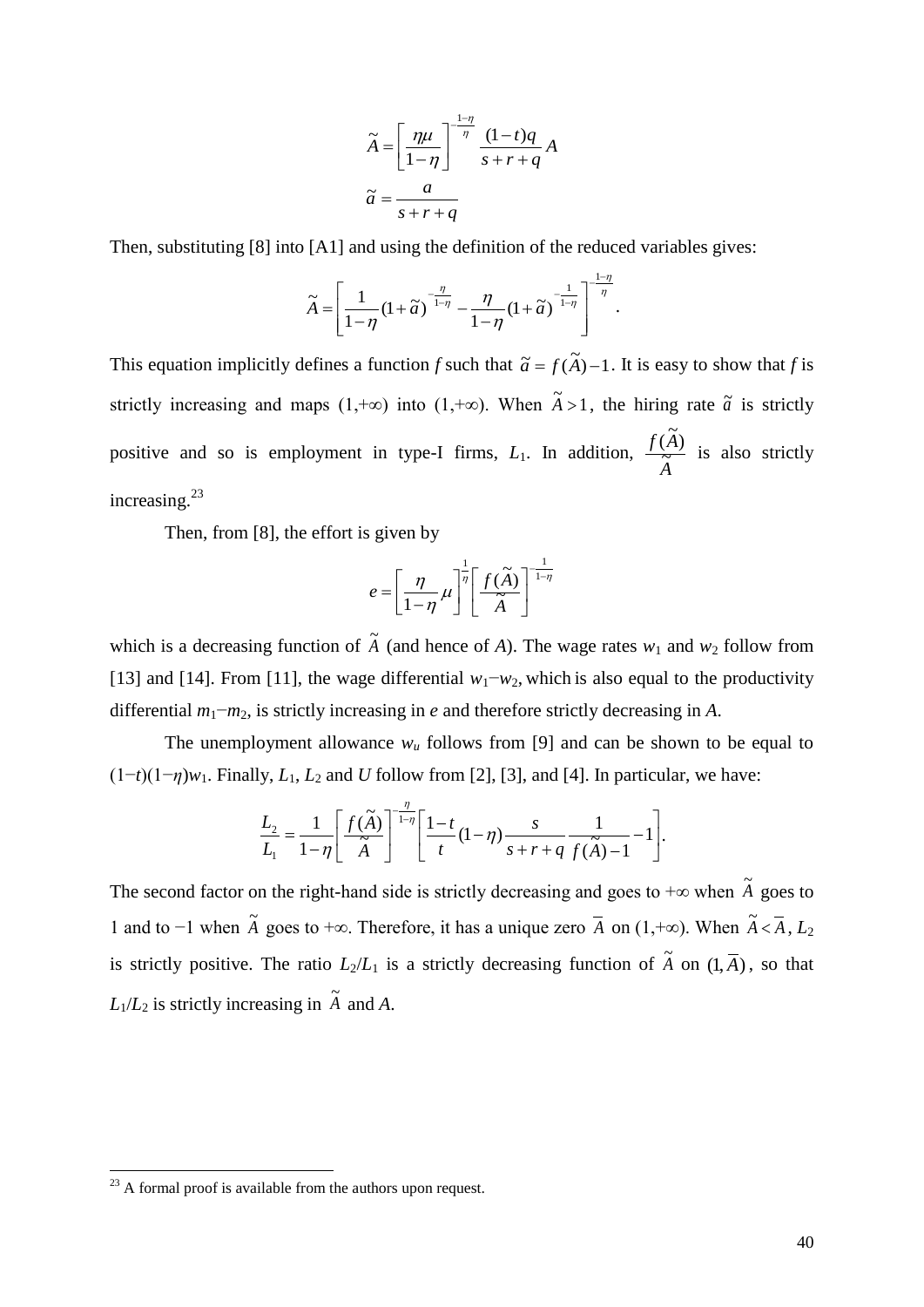$$\tilde{A} = \left[\frac{\eta\mu}{1-\eta}\right]^{-\frac{1-\eta}{\eta}} \frac{(1-t)q}{s+r+q} A$$

$$\tilde{a} = \frac{a}{s+r+q}$$

Then, substituting [8] into [A1] and using the definition of the reduced variables gives:

$$\tilde{A} = \left[\frac{1}{1-\eta}(1+\tilde{a})^{-\frac{\eta}{1-\eta}} - \frac{\eta}{1-\eta}(1+\tilde{a})^{-\frac{1}{1-\eta}}\right]^{-\frac{1-\eta}{\eta}}.$$

This equation implicitly defines a function $f$ such that $\tilde{a} = f(\tilde{A}) - 1$. It is easy to show that $f$ is strictly increasing and maps $(1,+\infty)$ into $(1,+\infty)$. When $\tilde{A} > 1$, the hiring rate $\tilde{a}$ is strictly positive and so is employment in type-I firms, $L_1$. In addition, $\frac{f(\tilde{A})}{\tilde{A}}$ is also strictly increasing.[23]

Then, from [8], the effort is given by

$$e = \left[\frac{\eta}{1-\eta}\mu\right]^{\frac{1}{\eta}} \left[\frac{f(\tilde{A})}{\tilde{A}}\right]^{-\frac{1}{1-\eta}}$$

which is a decreasing function of $\tilde{A}$ (and hence of $A$). The wage rates $w_1$ and $w_2$ follow from [13] and [14]. From [11], the wage differential $w_1 - w_2$, which is also equal to the productivity differential $m_1 - m_2$, is strictly increasing in $e$ and therefore strictly decreasing in $A$.

The unemployment allowance $w_u$ follows from [9] and can be shown to be equal to $(1-t)(1-\eta)w_1$. Finally, $L_1$, $L_2$ and $U$ follow from [2], [3], and [4]. In particular, we have:

$$\frac{L_2}{L_1} = \frac{1}{1-\eta}\left[\frac{f(\tilde{A})}{\tilde{A}}\right]^{-\frac{\eta}{1-\eta}} \left[\frac{1-t}{t}(1-\eta)\frac{s}{s+r+q}\frac{1}{f(\tilde{A})-1} - 1\right].$$

The second factor on the right-hand side is strictly decreasing and goes to $+\infty$ when $\tilde{A}$ goes to 1 and to $-1$ when $\tilde{A}$ goes to $+\infty$. Therefore, it has a unique zero $\bar{A}$ on $(1,+\infty)$. When $\tilde{A} < \bar{A}$, $L_2$ is strictly positive. The ratio $L_2/L_1$ is a strictly decreasing function of $\tilde{A}$ on $(1, \bar{A})$, so that $L_1/L_2$ is strictly increasing in $\tilde{A}$ and $A$.

[23] A formal proof is available from the authors upon request.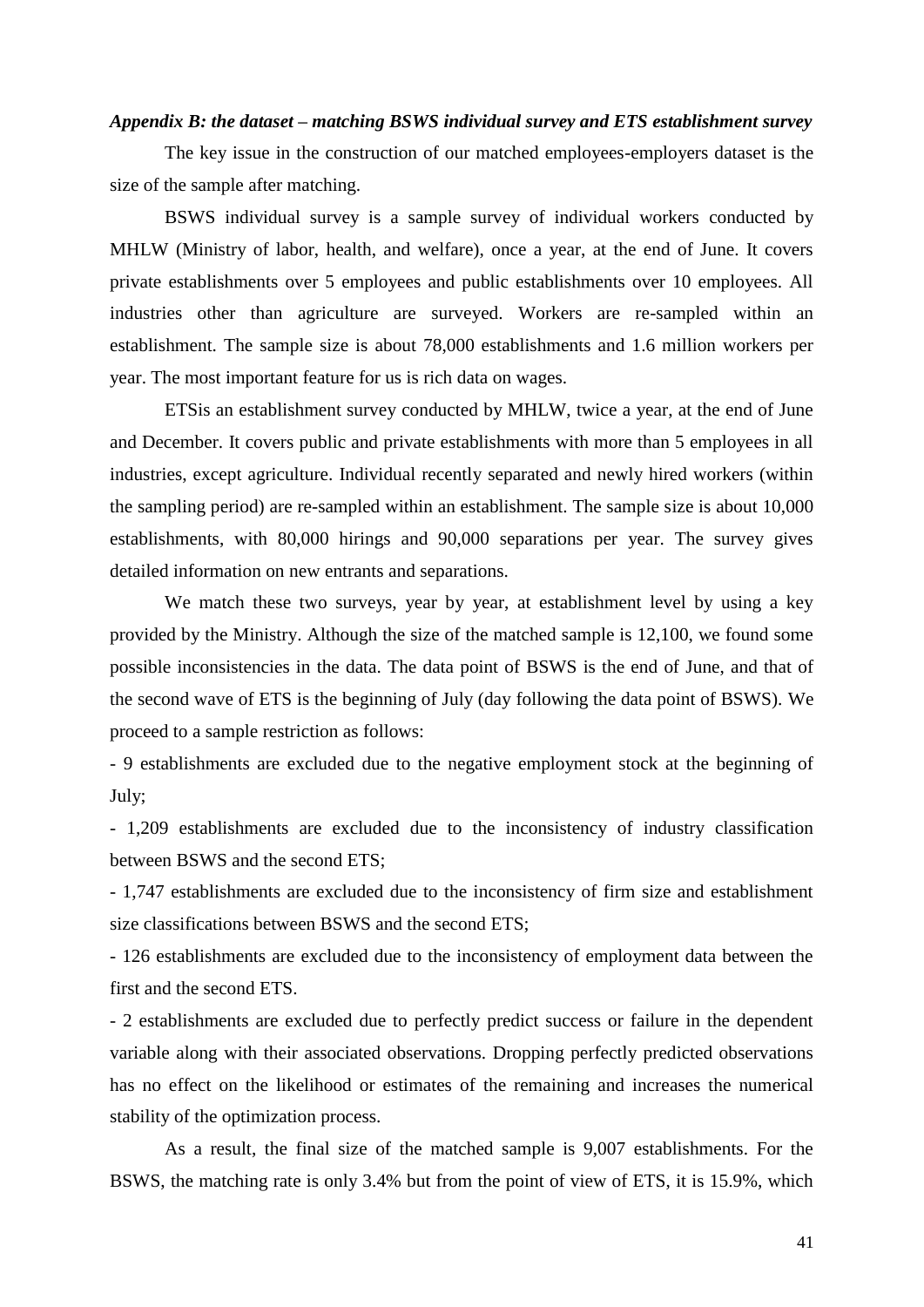### *Appendix B: the dataset – matching BSWS individual survey and ETS establishment survey*

The key issue in the construction of our matched employees-employers dataset is the size of the sample after matching.

BSWS individual survey is a sample survey of individual workers conducted by MHLW (Ministry of labor, health, and welfare), once a year, at the end of June. It covers private establishments over 5 employees and public establishments over 10 employees. All industries other than agriculture are surveyed. Workers are re-sampled within an establishment. The sample size is about 78,000 establishments and 1.6 million workers per year. The most important feature for us is rich data on wages.

ETSis an establishment survey conducted by MHLW, twice a year, at the end of June and December. It covers public and private establishments with more than 5 employees in all industries, except agriculture. Individual recently separated and newly hired workers (within the sampling period) are re-sampled within an establishment. The sample size is about 10,000 establishments, with 80,000 hirings and 90,000 separations per year. The survey gives detailed information on new entrants and separations.

We match these two surveys, year by year, at establishment level by using a key provided by the Ministry. Although the size of the matched sample is 12,100, we found some possible inconsistencies in the data. The data point of BSWS is the end of June, and that of the second wave of ETS is the beginning of July (day following the data point of BSWS). We proceed to a sample restriction as follows:

- 9 establishments are excluded due to the negative employment stock at the beginning of July;
- 1,209 establishments are excluded due to the inconsistency of industry classification between BSWS and the second ETS;
- 1,747 establishments are excluded due to the inconsistency of firm size and establishment size classifications between BSWS and the second ETS;
- 126 establishments are excluded due to the inconsistency of employment data between the first and the second ETS.
- 2 establishments are excluded due to perfectly predict success or failure in the dependent variable along with their associated observations. Dropping perfectly predicted observations has no effect on the likelihood or estimates of the remaining and increases the numerical stability of the optimization process.

As a result, the final size of the matched sample is 9,007 establishments. For the BSWS, the matching rate is only 3.4% but from the point of view of ETS, it is 15.9%, which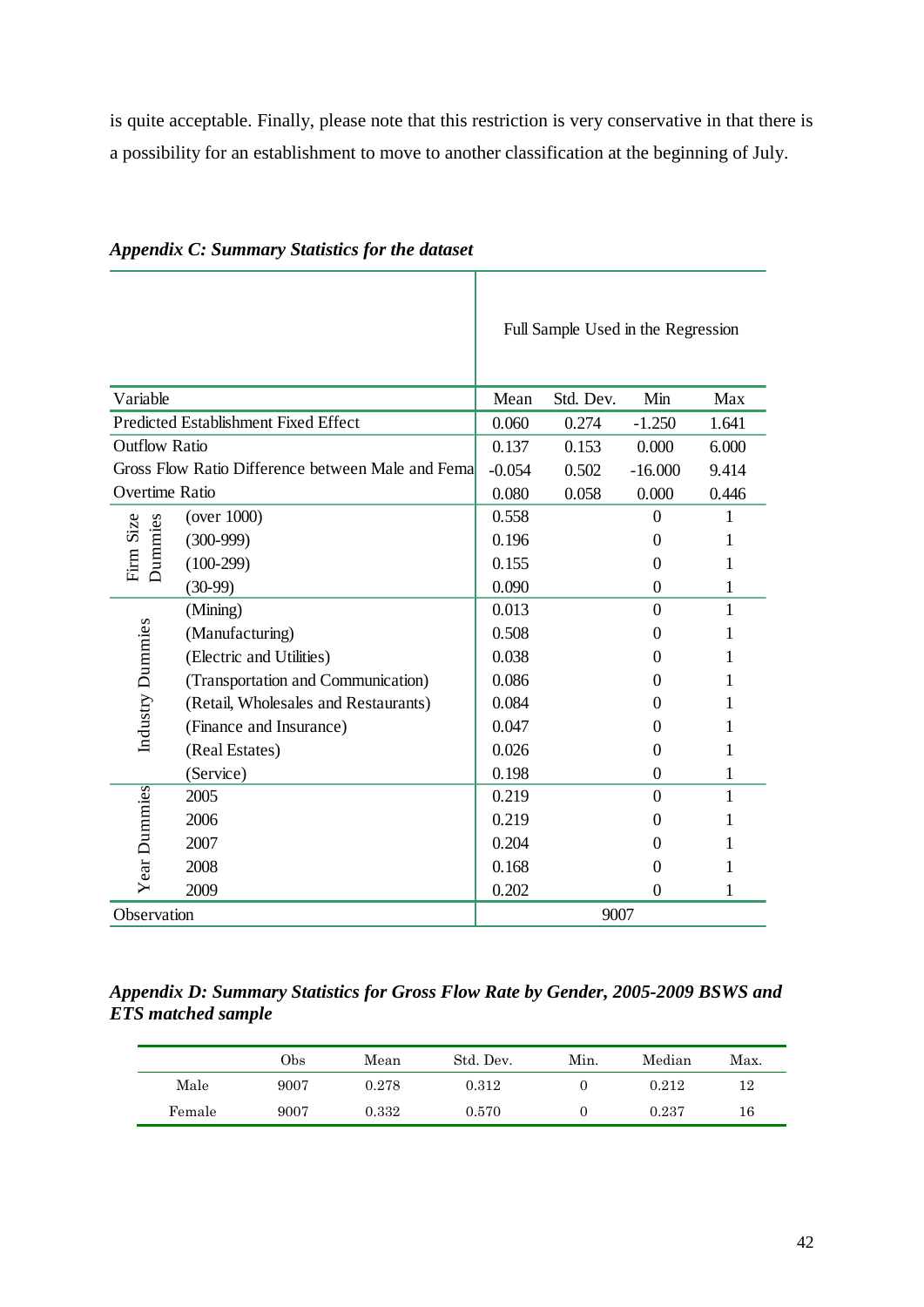is quite acceptable. Finally, please note that this restriction is very conservative in that there is a possibility for an establishment to move to another classification at the beginning of July.

***Appendix C: Summary Statistics for the dataset***

| | | Full Sample Used in the Regression | | | |
|---|---|---|---|---|---|
| Variable | | Mean | Std. Dev. | Min | Max |
| Predicted Establishment Fixed Effect | | 0.060 | 0.274 | -1.250 | 1.641 |
| Outflow Ratio | | 0.137 | 0.153 | 0.000 | 6.000 |
| Gross Flow Ratio Difference between Male and Fema | | -0.054 | 0.502 | -16.000 | 9.414 |
| Overtime Ratio | | 0.080 | 0.058 | 0.000 | 0.446 |
| Firm Size Dummies | (over 1000) | 0.558 | | 0 | 1 |
| | (300-999) | 0.196 | | 0 | 1 |
| | (100-299) | 0.155 | | 0 | 1 |
| | (30-99) | 0.090 | | 0 | 1 |
| Industry Dummies | (Mining) | 0.013 | | 0 | 1 |
| | (Manufacturing) | 0.508 | | 0 | 1 |
| | (Electric and Utilities) | 0.038 | | 0 | 1 |
| | (Transportation and Communication) | 0.086 | | 0 | 1 |
| | (Retail, Wholesales and Restaurants) | 0.084 | | 0 | 1 |
| | (Finance and Insurance) | 0.047 | | 0 | 1 |
| | (Real Estates) | 0.026 | | 0 | 1 |
| | (Service) | 0.198 | | 0 | 1 |
| Year Dummies | 2005 | 0.219 | | 0 | 1 |
| | 2006 | 0.219 | | 0 | 1 |
| | 2007 | 0.204 | | 0 | 1 |
| | 2008 | 0.168 | | 0 | 1 |
| | 2009 | 0.202 | | 0 | 1 |
| Observation | | 9007 | | | |

***Appendix D: Summary Statistics for Gross Flow Rate by Gender, 2005-2009 BSWS and ETS matched sample***

| | Obs | Mean | Std. Dev. | Min. | Median | Max. |
|---|---|---|---|---|---|---|
| Male | 9007 | 0.278 | 0.312 | 0 | 0.212 | 12 |
| Female | 9007 | 0.332 | 0.570 | 0 | 0.237 | 16 |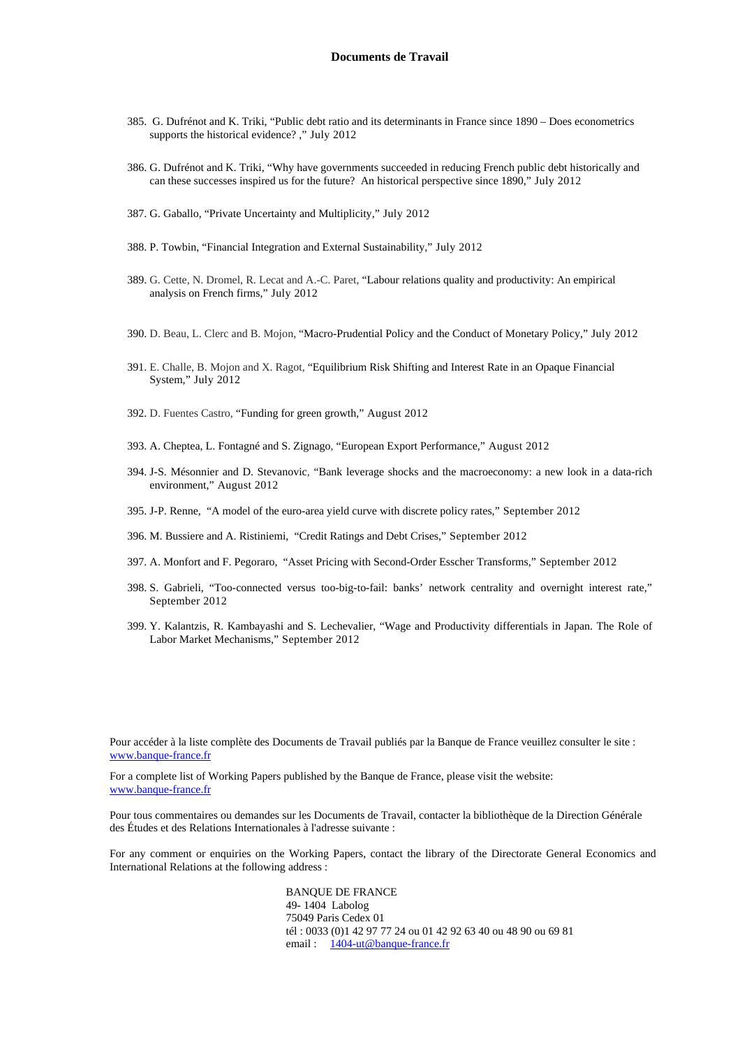# Documents de Travail

385. G. Dufrénot and K. Triki, "Public debt ratio and its determinants in France since 1890 – Does econometrics supports the historical evidence? ," July 2012

386. G. Dufrénot and K. Triki, "Why have governments succeeded in reducing French public debt historically and can these successes inspired us for the future? An historical perspective since 1890," July 2012

387. G. Gaballo, "Private Uncertainty and Multiplicity," July 2012

388. P. Towbin, "Financial Integration and External Sustainability," July 2012

389. G. Cette, N. Dromel, R. Lecat and A.-C. Paret, "Labour relations quality and productivity: An empirical analysis on French firms," July 2012

390. D. Beau, L. Clerc and B. Mojon, "Macro-Prudential Policy and the Conduct of Monetary Policy," July 2012

391. E. Challe, B. Mojon and X. Ragot, "Equilibrium Risk Shifting and Interest Rate in an Opaque Financial System," July 2012

392. D. Fuentes Castro, "Funding for green growth," August 2012

393. A. Cheptea, L. Fontagné and S. Zignago, "European Export Performance," August 2012

394. J-S. Mésonnier and D. Stevanovic, "Bank leverage shocks and the macroeconomy: a new look in a data-rich environment," August 2012

395. J-P. Renne, "A model of the euro-area yield curve with discrete policy rates," September 2012

396. M. Bussiere and A. Ristiniemi, "Credit Ratings and Debt Crises," September 2012

397. A. Monfort and F. Pegoraro, "Asset Pricing with Second-Order Esscher Transforms," September 2012

398. S. Gabrieli, "Too-connected versus too-big-to-fail: banks' network centrality and overnight interest rate," September 2012

399. Y. Kalantzis, R. Kambayashi and S. Lechevalier, "Wage and Productivity differentials in Japan. The Role of Labor Market Mechanisms," September 2012

Pour accéder à la liste complète des Documents de Travail publiés par la Banque de France veuillez consulter le site : www.banque-france.fr

For a complete list of Working Papers published by the Banque de France, please visit the website: www.banque-france.fr

Pour tous commentaires ou demandes sur les Documents de Travail, contacter la bibliothèque de la Direction Générale des Études et des Relations Internationales à l'adresse suivante :

For any comment or enquiries on the Working Papers, contact the library of the Directorate General Economics and International Relations at the following address :

BANQUE DE FRANCE
49- 1404 Labolog
75049 Paris Cedex 01
tél : 0033 (0)1 42 97 77 24 ou 01 42 92 63 40 ou 48 90 ou 69 81
email : 1404-ut@banque-france.fr